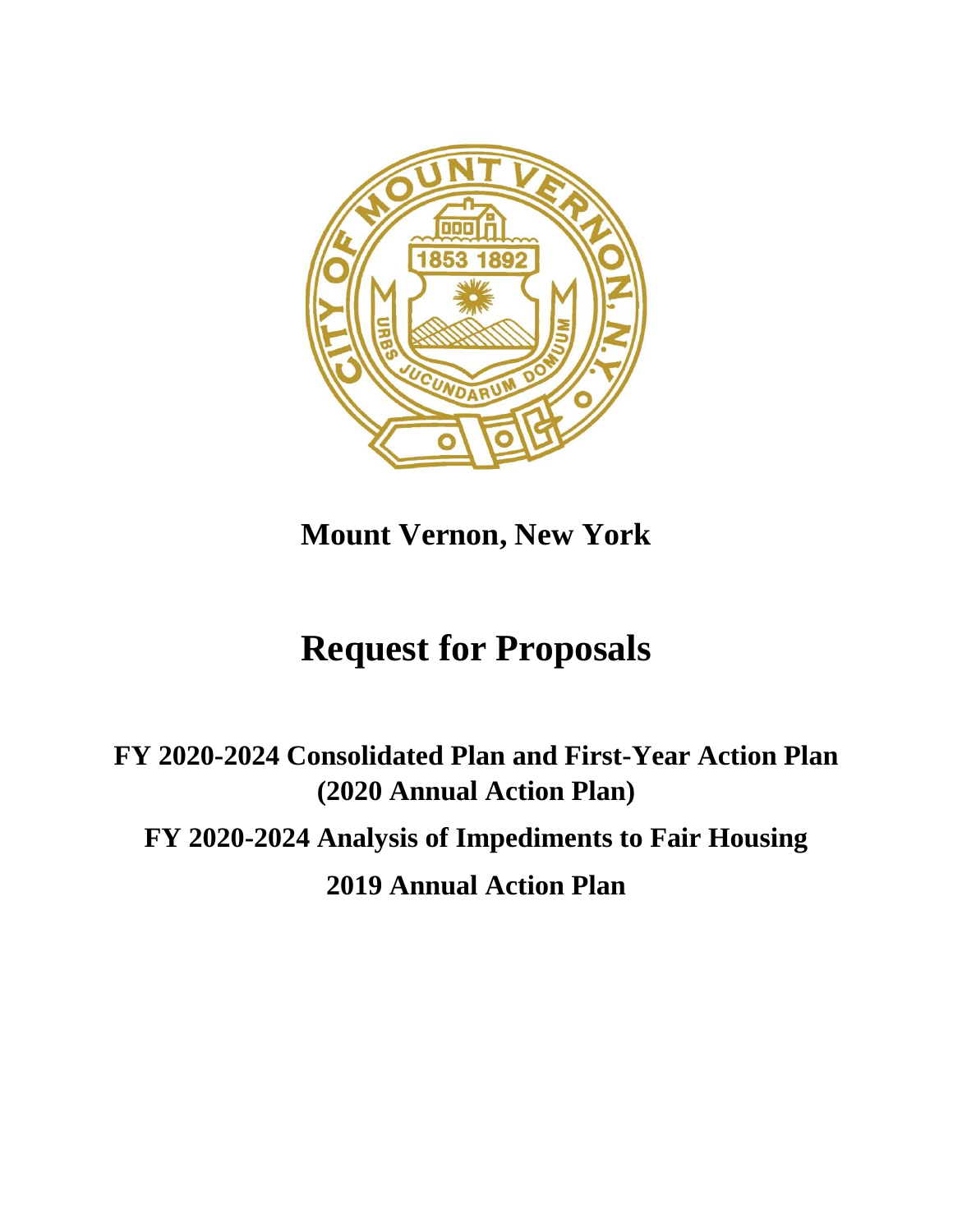# Mount Vernon, New York

# Request for Proposals

## FY 2020-2024 Consolidated Plan and First-Year Action Plan (2020 Annual Action Plan)

## FY 2020-2024 Analysis of Impediments to Fair Housing

## 2019 Annual Action Plan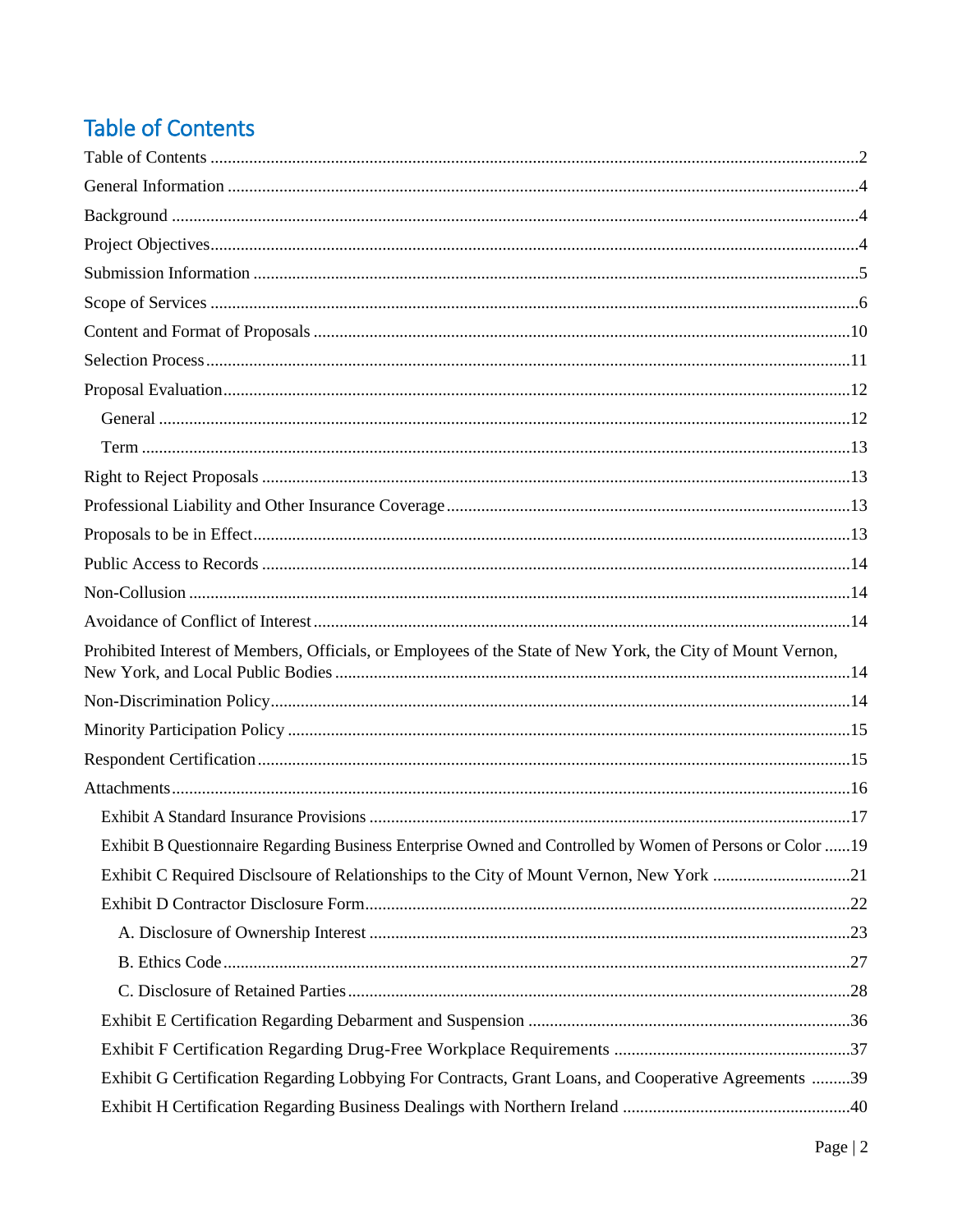# Table of Contents

Table of Contents ........................................................................................................................2

General Information ....................................................................................................................4

Background ................................................................................................................................4

Project Objectives........................................................................................................................4

Submission Information ..............................................................................................................5

Scope of Services ........................................................................................................................6

Content and Format of Proposals ..............................................................................................10

Selection Process.......................................................................................................................11

Proposal Evaluation...................................................................................................................12

- General ..................................................................................................................................12
- Term .....................................................................................................................................13

Right to Reject Proposals ..........................................................................................................13

Professional Liability and Other Insurance Coverage ...............................................................13

Proposals to be in Effect............................................................................................................13

Public Access to Records ..........................................................................................................14

Non-Collusion ...........................................................................................................................14

Avoidance of Conflict of Interest ..............................................................................................14

Prohibited Interest of Members, Officials, or Employees of the State of New York, the City of Mount Vernon, New York, and Local Public Bodies ..........................................................................................14

Non-Discrimination Policy........................................................................................................14

Minority Participation Policy ....................................................................................................15

Respondent Certification...........................................................................................................15

Attachments...............................................................................................................................16

- Exhibit A Standard Insurance Provisions ..............................................................................17
- Exhibit B Questionnaire Regarding Business Enterprise Owned and Controlled by Women of Persons or Color ......19
- Exhibit C Required Disclsoure of Relationships to the City of Mount Vernon, New York ................................21
- Exhibit D Contractor Disclosure Form.................................................................................22
  - A. Disclosure of Ownership Interest ..............................................................................23
  - B. Ethics Code.................................................................................................................27
  - C. Disclosure of Retained Parties ...................................................................................28
- Exhibit E Certification Regarding Debarment and Suspension ..........................................................36
- Exhibit F Certification Regarding Drug-Free Workplace Requirements .......................................................37
- Exhibit G Certification Regarding Lobbying For Contracts, Grant Loans, and Cooperative Agreements .........39
- Exhibit H Certification Regarding Business Dealings with Northern Ireland .....................................................40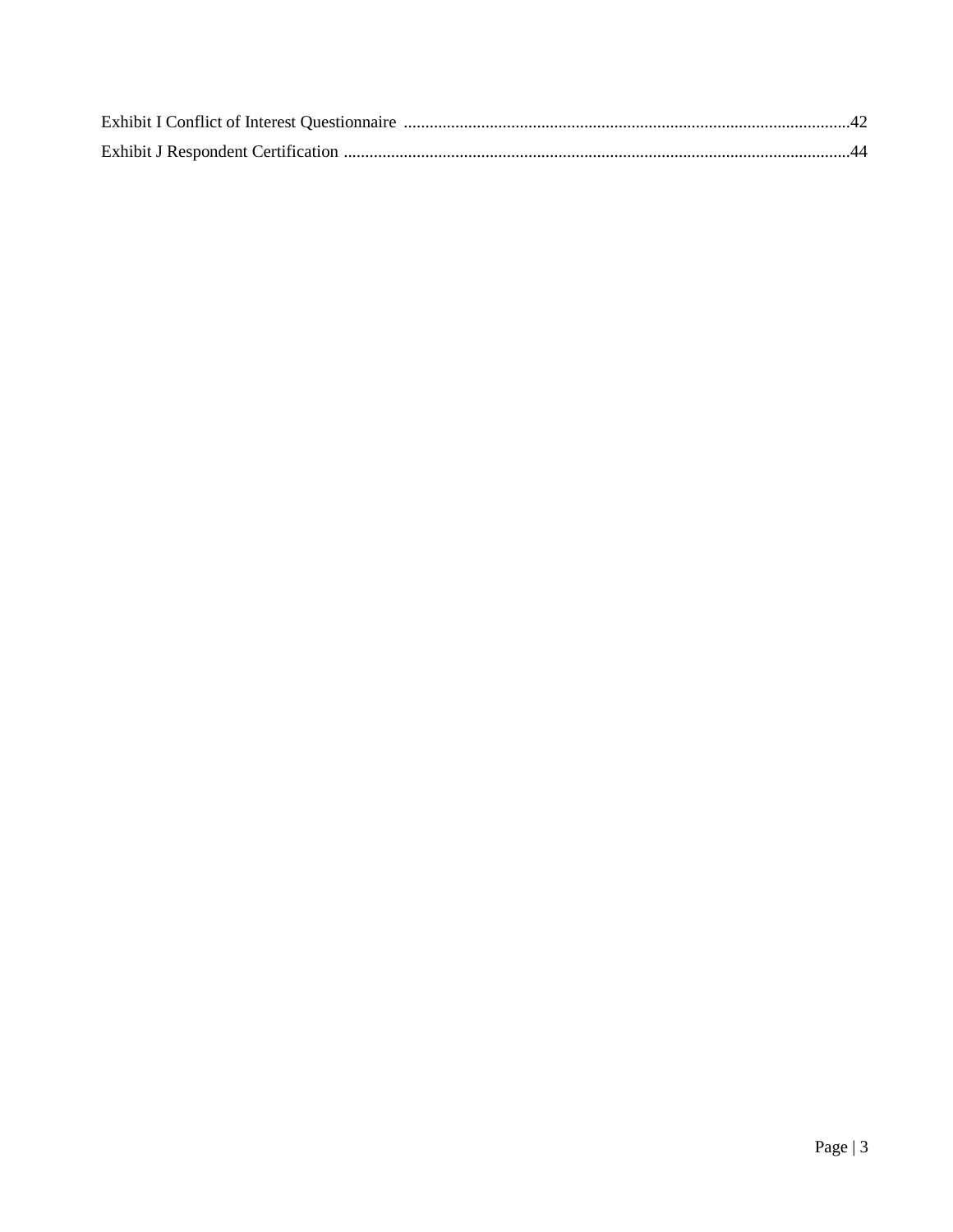Exhibit I Conflict of Interest Questionnaire ........................................................................................................42

Exhibit J Respondent Certification ......................................................................................................................44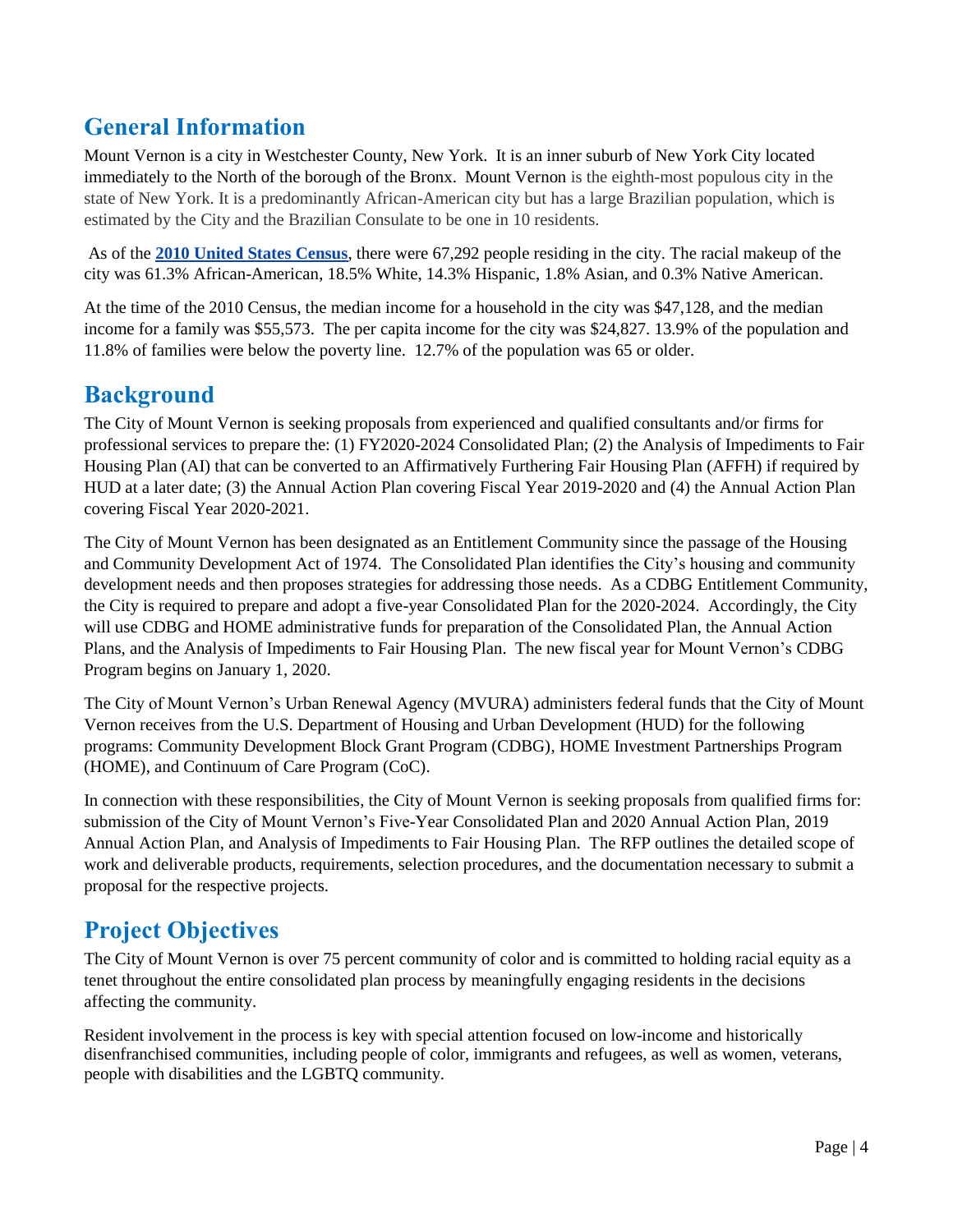## General Information

Mount Vernon is a city in Westchester County, New York. It is an inner suburb of New York City located immediately to the North of the borough of the Bronx. Mount Vernon is the eighth-most populous city in the state of New York. It is a predominantly African-American city but has a large Brazilian population, which is estimated by the City and the Brazilian Consulate to be one in 10 residents.

As of the **2010 United States Census**, there were 67,292 people residing in the city. The racial makeup of the city was 61.3% African-American, 18.5% White, 14.3% Hispanic, 1.8% Asian, and 0.3% Native American.

At the time of the 2010 Census, the median income for a household in the city was $47,128, and the median income for a family was $55,573. The per capita income for the city was $24,827. 13.9% of the population and 11.8% of families were below the poverty line. 12.7% of the population was 65 or older.

## Background

The City of Mount Vernon is seeking proposals from experienced and qualified consultants and/or firms for professional services to prepare the: (1) FY2020-2024 Consolidated Plan; (2) the Analysis of Impediments to Fair Housing Plan (AI) that can be converted to an Affirmatively Furthering Fair Housing Plan (AFFH) if required by HUD at a later date; (3) the Annual Action Plan covering Fiscal Year 2019-2020 and (4) the Annual Action Plan covering Fiscal Year 2020-2021.

The City of Mount Vernon has been designated as an Entitlement Community since the passage of the Housing and Community Development Act of 1974. The Consolidated Plan identifies the City's housing and community development needs and then proposes strategies for addressing those needs. As a CDBG Entitlement Community, the City is required to prepare and adopt a five-year Consolidated Plan for the 2020-2024. Accordingly, the City will use CDBG and HOME administrative funds for preparation of the Consolidated Plan, the Annual Action Plans, and the Analysis of Impediments to Fair Housing Plan. The new fiscal year for Mount Vernon's CDBG Program begins on January 1, 2020.

The City of Mount Vernon's Urban Renewal Agency (MVURA) administers federal funds that the City of Mount Vernon receives from the U.S. Department of Housing and Urban Development (HUD) for the following programs: Community Development Block Grant Program (CDBG), HOME Investment Partnerships Program (HOME), and Continuum of Care Program (CoC).

In connection with these responsibilities, the City of Mount Vernon is seeking proposals from qualified firms for: submission of the City of Mount Vernon's Five-Year Consolidated Plan and 2020 Annual Action Plan, 2019 Annual Action Plan, and Analysis of Impediments to Fair Housing Plan. The RFP outlines the detailed scope of work and deliverable products, requirements, selection procedures, and the documentation necessary to submit a proposal for the respective projects.

## Project Objectives

The City of Mount Vernon is over 75 percent community of color and is committed to holding racial equity as a tenet throughout the entire consolidated plan process by meaningfully engaging residents in the decisions affecting the community.

Resident involvement in the process is key with special attention focused on low-income and historically disenfranchised communities, including people of color, immigrants and refugees, as well as women, veterans, people with disabilities and the LGBTQ community.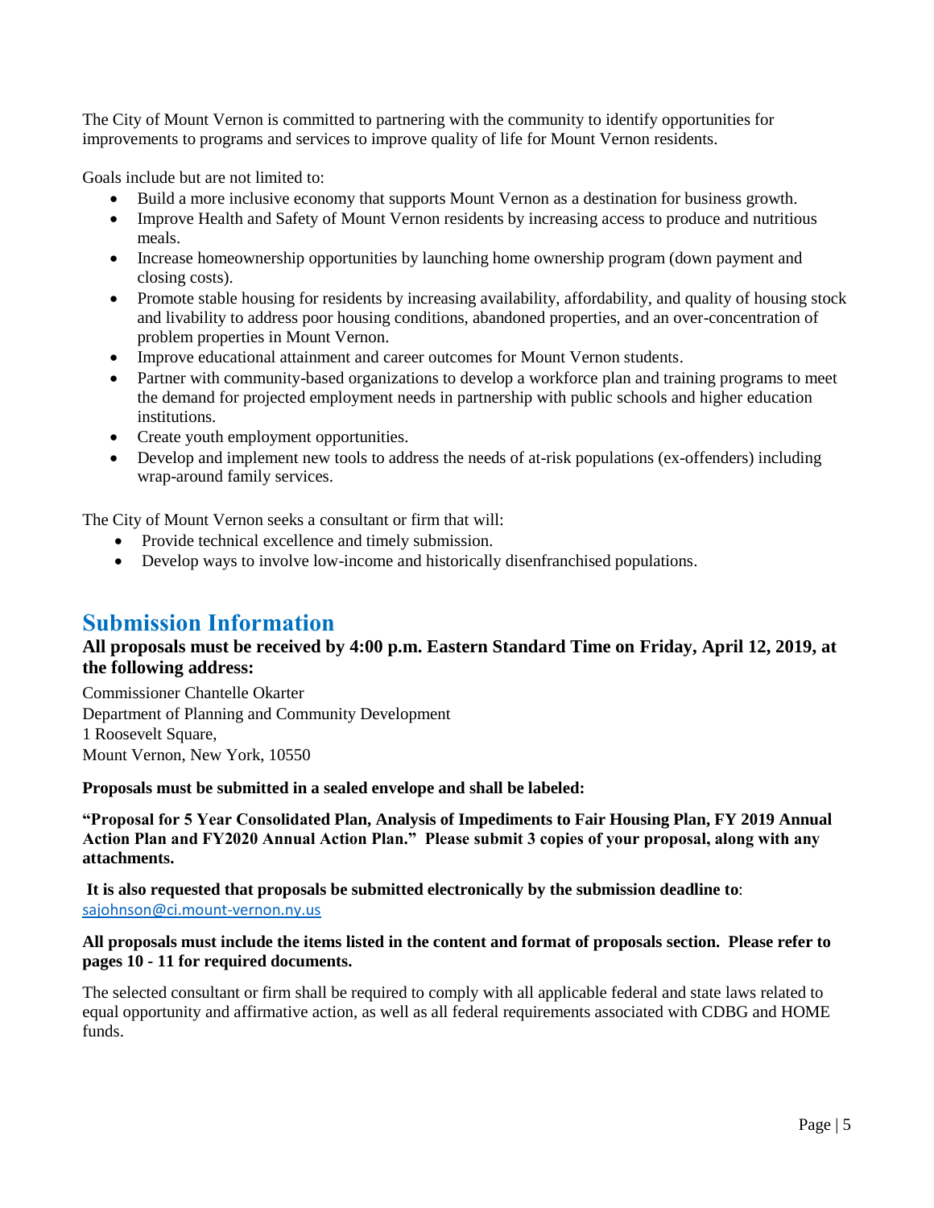The City of Mount Vernon is committed to partnering with the community to identify opportunities for improvements to programs and services to improve quality of life for Mount Vernon residents.

Goals include but are not limited to:

- Build a more inclusive economy that supports Mount Vernon as a destination for business growth.
- Improve Health and Safety of Mount Vernon residents by increasing access to produce and nutritious meals.
- Increase homeownership opportunities by launching home ownership program (down payment and closing costs).
- Promote stable housing for residents by increasing availability, affordability, and quality of housing stock and livability to address poor housing conditions, abandoned properties, and an over-concentration of problem properties in Mount Vernon.
- Improve educational attainment and career outcomes for Mount Vernon students.
- Partner with community-based organizations to develop a workforce plan and training programs to meet the demand for projected employment needs in partnership with public schools and higher education institutions.
- Create youth employment opportunities.
- Develop and implement new tools to address the needs of at-risk populations (ex-offenders) including wrap-around family services.

The City of Mount Vernon seeks a consultant or firm that will:

- Provide technical excellence and timely submission.
- Develop ways to involve low-income and historically disenfranchised populations.

## Submission Information

### All proposals must be received by 4:00 p.m. Eastern Standard Time on Friday, April 12, 2019, at the following address:

Commissioner Chantelle Okarter
Department of Planning and Community Development
1 Roosevelt Square,
Mount Vernon, New York, 10550

**Proposals must be submitted in a sealed envelope and shall be labeled:**

**"Proposal for 5 Year Consolidated Plan, Analysis of Impediments to Fair Housing Plan, FY 2019 Annual Action Plan and FY2020 Annual Action Plan." Please submit 3 copies of your proposal, along with any attachments.**

**It is also requested that proposals be submitted electronically by the submission deadline to**: sajohnson@ci.mount-vernon.ny.us

**All proposals must include the items listed in the content and format of proposals section. Please refer to pages 10 - 11 for required documents.**

The selected consultant or firm shall be required to comply with all applicable federal and state laws related to equal opportunity and affirmative action, as well as all federal requirements associated with CDBG and HOME funds.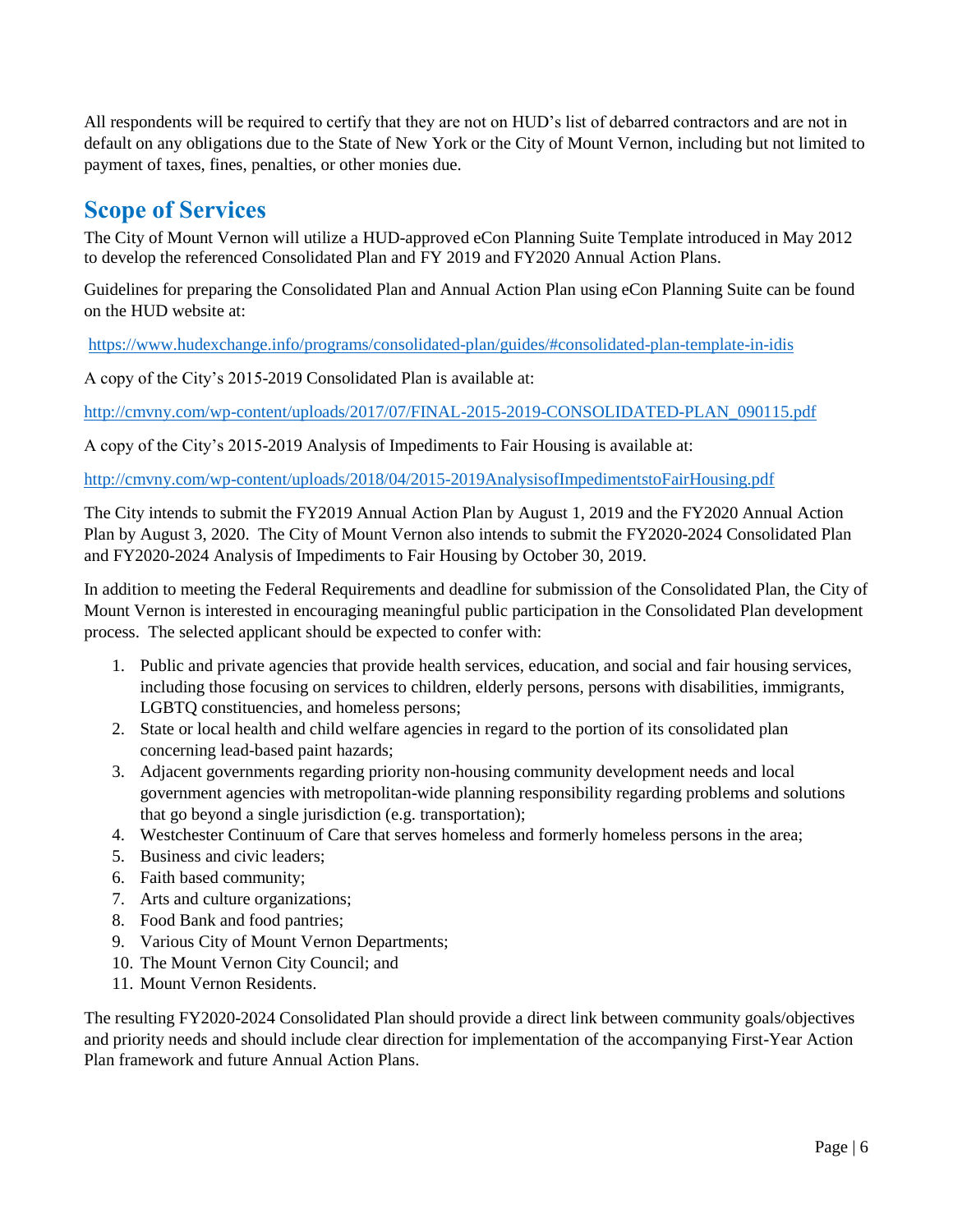All respondents will be required to certify that they are not on HUD's list of debarred contractors and are not in default on any obligations due to the State of New York or the City of Mount Vernon, including but not limited to payment of taxes, fines, penalties, or other monies due.

## Scope of Services

The City of Mount Vernon will utilize a HUD-approved eCon Planning Suite Template introduced in May 2012 to develop the referenced Consolidated Plan and FY 2019 and FY2020 Annual Action Plans.

Guidelines for preparing the Consolidated Plan and Annual Action Plan using eCon Planning Suite can be found on the HUD website at:

https://www.hudexchange.info/programs/consolidated-plan/guides/#consolidated-plan-template-in-idis

A copy of the City's 2015-2019 Consolidated Plan is available at:

http://cmvny.com/wp-content/uploads/2017/07/FINAL-2015-2019-CONSOLIDATED-PLAN_090115.pdf

A copy of the City's 2015-2019 Analysis of Impediments to Fair Housing is available at:

http://cmvny.com/wp-content/uploads/2018/04/2015-2019AnalysisofImpedimentstoFairHousing.pdf

The City intends to submit the FY2019 Annual Action Plan by August 1, 2019 and the FY2020 Annual Action Plan by August 3, 2020. The City of Mount Vernon also intends to submit the FY2020-2024 Consolidated Plan and FY2020-2024 Analysis of Impediments to Fair Housing by October 30, 2019.

In addition to meeting the Federal Requirements and deadline for submission of the Consolidated Plan, the City of Mount Vernon is interested in encouraging meaningful public participation in the Consolidated Plan development process. The selected applicant should be expected to confer with:

1. Public and private agencies that provide health services, education, and social and fair housing services, including those focusing on services to children, elderly persons, persons with disabilities, immigrants, LGBTQ constituencies, and homeless persons;
2. State or local health and child welfare agencies in regard to the portion of its consolidated plan concerning lead-based paint hazards;
3. Adjacent governments regarding priority non-housing community development needs and local government agencies with metropolitan-wide planning responsibility regarding problems and solutions that go beyond a single jurisdiction (e.g. transportation);
4. Westchester Continuum of Care that serves homeless and formerly homeless persons in the area;
5. Business and civic leaders;
6. Faith based community;
7. Arts and culture organizations;
8. Food Bank and food pantries;
9. Various City of Mount Vernon Departments;
10. The Mount Vernon City Council; and
11. Mount Vernon Residents.

The resulting FY2020-2024 Consolidated Plan should provide a direct link between community goals/objectives and priority needs and should include clear direction for implementation of the accompanying First-Year Action Plan framework and future Annual Action Plans.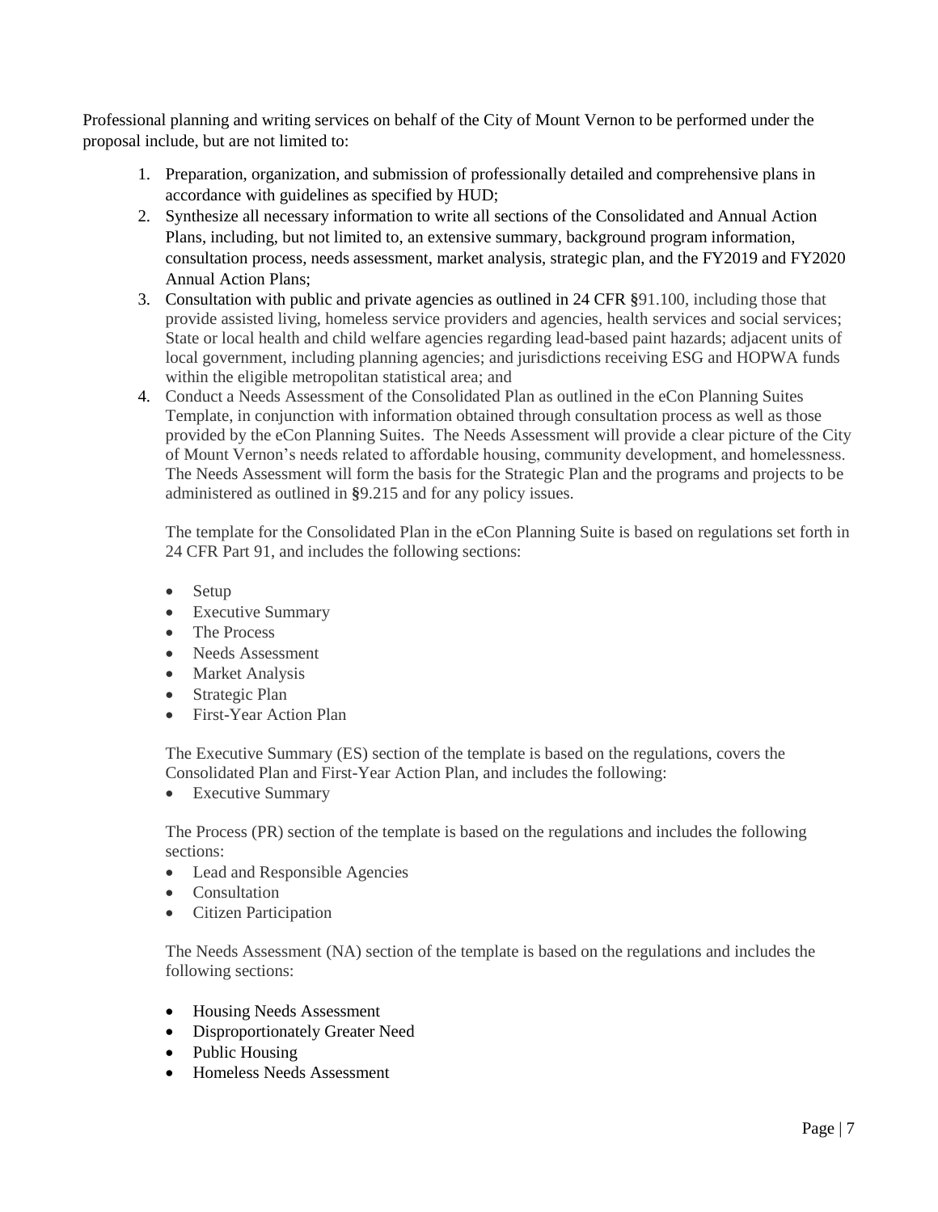Professional planning and writing services on behalf of the City of Mount Vernon to be performed under the proposal include, but are not limited to:

1. Preparation, organization, and submission of professionally detailed and comprehensive plans in accordance with guidelines as specified by HUD;
2. Synthesize all necessary information to write all sections of the Consolidated and Annual Action Plans, including, but not limited to, an extensive summary, background program information, consultation process, needs assessment, market analysis, strategic plan, and the FY2019 and FY2020 Annual Action Plans;
3. Consultation with public and private agencies as outlined in 24 CFR §91.100, including those that provide assisted living, homeless service providers and agencies, health services and social services; State or local health and child welfare agencies regarding lead-based paint hazards; adjacent units of local government, including planning agencies; and jurisdictions receiving ESG and HOPWA funds within the eligible metropolitan statistical area; and
4. Conduct a Needs Assessment of the Consolidated Plan as outlined in the eCon Planning Suites Template, in conjunction with information obtained through consultation process as well as those provided by the eCon Planning Suites. The Needs Assessment will provide a clear picture of the City of Mount Vernon's needs related to affordable housing, community development, and homelessness. The Needs Assessment will form the basis for the Strategic Plan and the programs and projects to be administered as outlined in §9.215 and for any policy issues.

   The template for the Consolidated Plan in the eCon Planning Suite is based on regulations set forth in 24 CFR Part 91, and includes the following sections:

   - Setup
   - Executive Summary
   - The Process
   - Needs Assessment
   - Market Analysis
   - Strategic Plan
   - First-Year Action Plan

   The Executive Summary (ES) section of the template is based on the regulations, covers the Consolidated Plan and First-Year Action Plan, and includes the following:

   - Executive Summary

   The Process (PR) section of the template is based on the regulations and includes the following sections:

   - Lead and Responsible Agencies
   - Consultation
   - Citizen Participation

   The Needs Assessment (NA) section of the template is based on the regulations and includes the following sections:

   - Housing Needs Assessment
   - Disproportionately Greater Need
   - Public Housing
   - Homeless Needs Assessment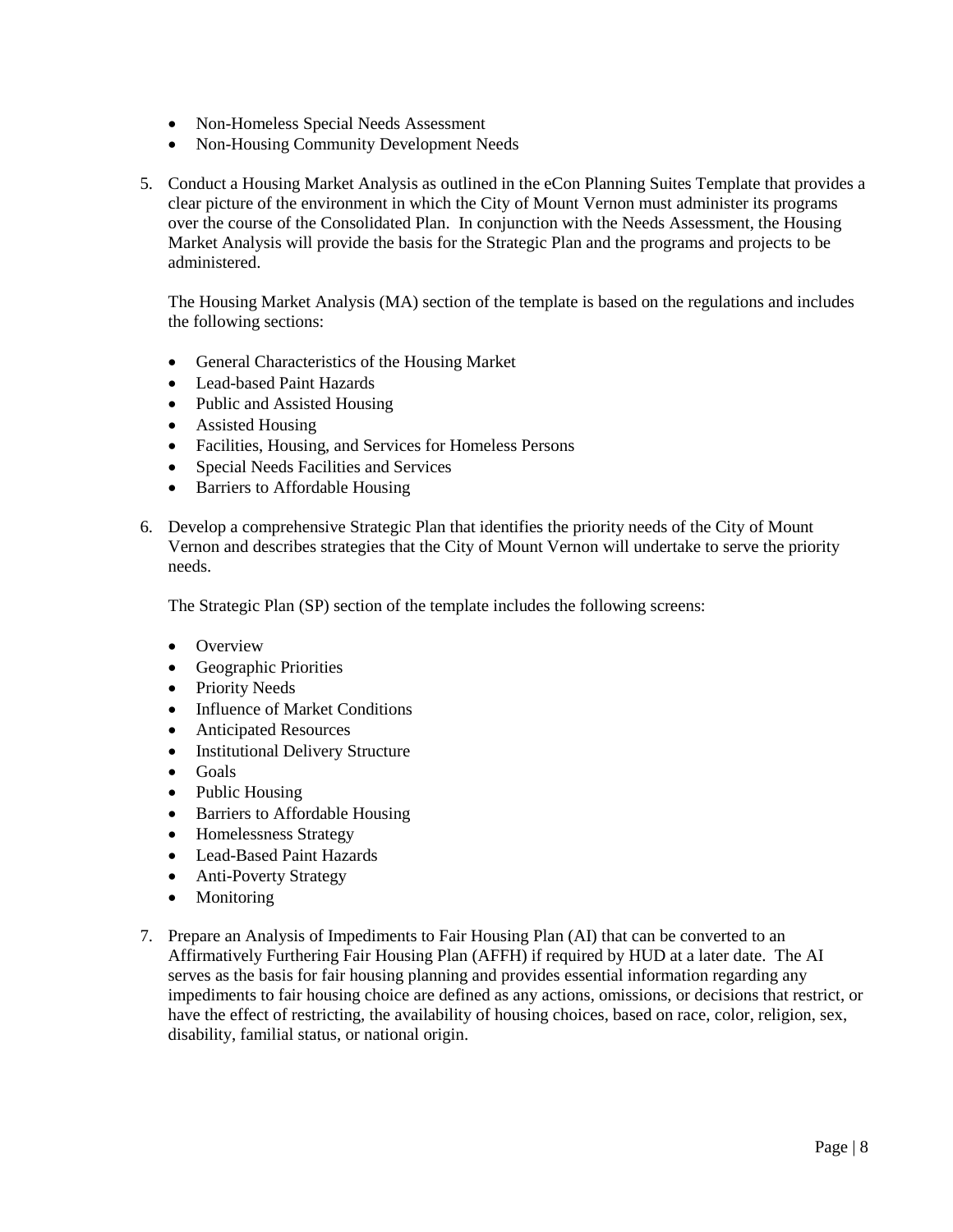- Non-Homeless Special Needs Assessment
- Non-Housing Community Development Needs

5. Conduct a Housing Market Analysis as outlined in the eCon Planning Suites Template that provides a clear picture of the environment in which the City of Mount Vernon must administer its programs over the course of the Consolidated Plan. In conjunction with the Needs Assessment, the Housing Market Analysis will provide the basis for the Strategic Plan and the programs and projects to be administered.

   The Housing Market Analysis (MA) section of the template is based on the regulations and includes the following sections:

   - General Characteristics of the Housing Market
   - Lead-based Paint Hazards
   - Public and Assisted Housing
   - Assisted Housing
   - Facilities, Housing, and Services for Homeless Persons
   - Special Needs Facilities and Services
   - Barriers to Affordable Housing

6. Develop a comprehensive Strategic Plan that identifies the priority needs of the City of Mount Vernon and describes strategies that the City of Mount Vernon will undertake to serve the priority needs.

   The Strategic Plan (SP) section of the template includes the following screens:

   - Overview
   - Geographic Priorities
   - Priority Needs
   - Influence of Market Conditions
   - Anticipated Resources
   - Institutional Delivery Structure
   - Goals
   - Public Housing
   - Barriers to Affordable Housing
   - Homelessness Strategy
   - Lead-Based Paint Hazards
   - Anti-Poverty Strategy
   - Monitoring

7. Prepare an Analysis of Impediments to Fair Housing Plan (AI) that can be converted to an Affirmatively Furthering Fair Housing Plan (AFFH) if required by HUD at a later date. The AI serves as the basis for fair housing planning and provides essential information regarding any impediments to fair housing choice are defined as any actions, omissions, or decisions that restrict, or have the effect of restricting, the availability of housing choices, based on race, color, religion, sex, disability, familial status, or national origin.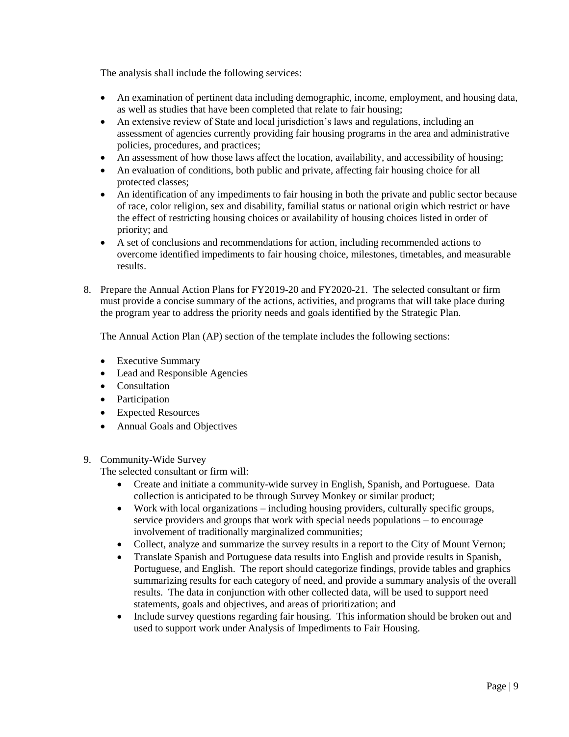The analysis shall include the following services:

- An examination of pertinent data including demographic, income, employment, and housing data, as well as studies that have been completed that relate to fair housing;
- An extensive review of State and local jurisdiction's laws and regulations, including an assessment of agencies currently providing fair housing programs in the area and administrative policies, procedures, and practices;
- An assessment of how those laws affect the location, availability, and accessibility of housing;
- An evaluation of conditions, both public and private, affecting fair housing choice for all protected classes;
- An identification of any impediments to fair housing in both the private and public sector because of race, color religion, sex and disability, familial status or national origin which restrict or have the effect of restricting housing choices or availability of housing choices listed in order of priority; and
- A set of conclusions and recommendations for action, including recommended actions to overcome identified impediments to fair housing choice, milestones, timetables, and measurable results.

8. Prepare the Annual Action Plans for FY2019-20 and FY2020-21. The selected consultant or firm must provide a concise summary of the actions, activities, and programs that will take place during the program year to address the priority needs and goals identified by the Strategic Plan.

   The Annual Action Plan (AP) section of the template includes the following sections:

   - Executive Summary
   - Lead and Responsible Agencies
   - Consultation
   - Participation
   - Expected Resources
   - Annual Goals and Objectives

9. Community-Wide Survey

   The selected consultant or firm will:

   - Create and initiate a community-wide survey in English, Spanish, and Portuguese. Data collection is anticipated to be through Survey Monkey or similar product;
   - Work with local organizations – including housing providers, culturally specific groups, service providers and groups that work with special needs populations – to encourage involvement of traditionally marginalized communities;
   - Collect, analyze and summarize the survey results in a report to the City of Mount Vernon;
   - Translate Spanish and Portuguese data results into English and provide results in Spanish, Portuguese, and English. The report should categorize findings, provide tables and graphics summarizing results for each category of need, and provide a summary analysis of the overall results. The data in conjunction with other collected data, will be used to support need statements, goals and objectives, and areas of prioritization; and
   - Include survey questions regarding fair housing. This information should be broken out and used to support work under Analysis of Impediments to Fair Housing.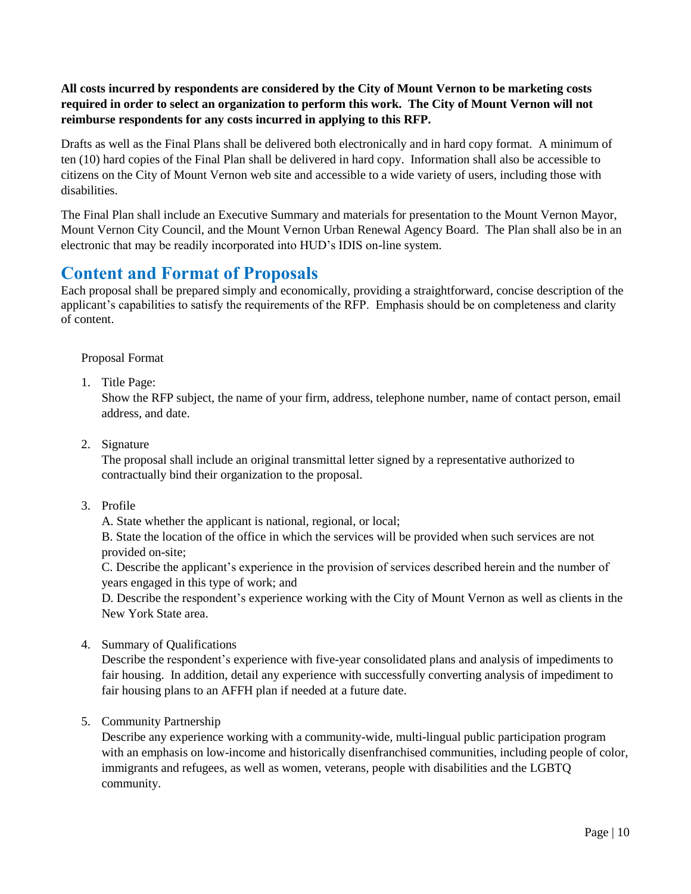**All costs incurred by respondents are considered by the City of Mount Vernon to be marketing costs required in order to select an organization to perform this work. The City of Mount Vernon will not reimburse respondents for any costs incurred in applying to this RFP.**

Drafts as well as the Final Plans shall be delivered both electronically and in hard copy format. A minimum of ten (10) hard copies of the Final Plan shall be delivered in hard copy. Information shall also be accessible to citizens on the City of Mount Vernon web site and accessible to a wide variety of users, including those with disabilities.

The Final Plan shall include an Executive Summary and materials for presentation to the Mount Vernon Mayor, Mount Vernon City Council, and the Mount Vernon Urban Renewal Agency Board. The Plan shall also be in an electronic that may be readily incorporated into HUD's IDIS on-line system.

## Content and Format of Proposals

Each proposal shall be prepared simply and economically, providing a straightforward, concise description of the applicant's capabilities to satisfy the requirements of the RFP. Emphasis should be on completeness and clarity of content.

Proposal Format

1. Title Page:
   Show the RFP subject, the name of your firm, address, telephone number, name of contact person, email address, and date.

2. Signature
   The proposal shall include an original transmittal letter signed by a representative authorized to contractually bind their organization to the proposal.

3. Profile
   A. State whether the applicant is national, regional, or local;
   B. State the location of the office in which the services will be provided when such services are not provided on-site;
   C. Describe the applicant's experience in the provision of services described herein and the number of years engaged in this type of work; and
   D. Describe the respondent's experience working with the City of Mount Vernon as well as clients in the New York State area.

4. Summary of Qualifications
   Describe the respondent's experience with five-year consolidated plans and analysis of impediments to fair housing. In addition, detail any experience with successfully converting analysis of impediment to fair housing plans to an AFFH plan if needed at a future date.

5. Community Partnership
   Describe any experience working with a community-wide, multi-lingual public participation program with an emphasis on low-income and historically disenfranchised communities, including people of color, immigrants and refugees, as well as women, veterans, people with disabilities and the LGBTQ community.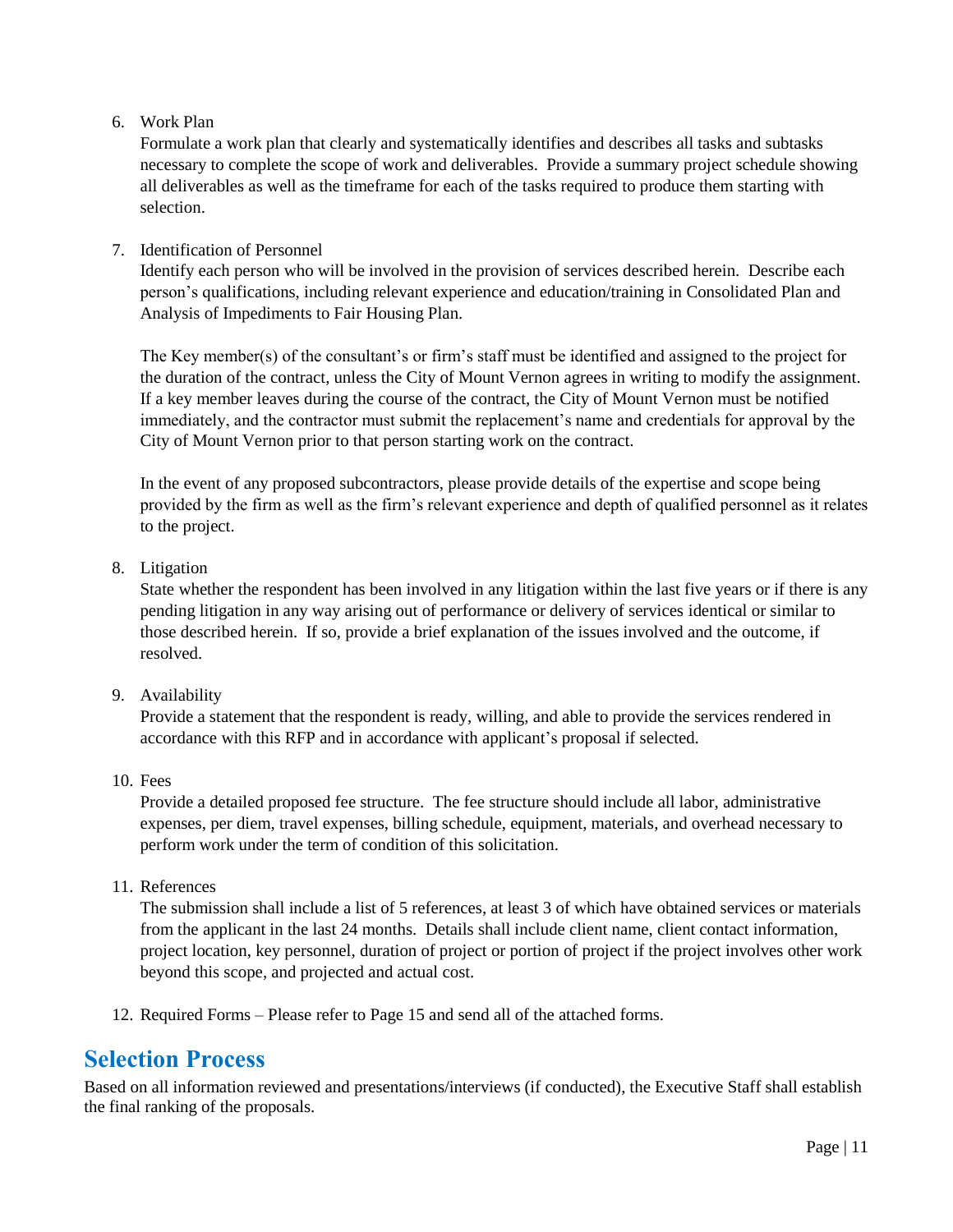6. Work Plan

   Formulate a work plan that clearly and systematically identifies and describes all tasks and subtasks necessary to complete the scope of work and deliverables. Provide a summary project schedule showing all deliverables as well as the timeframe for each of the tasks required to produce them starting with selection.

7. Identification of Personnel

   Identify each person who will be involved in the provision of services described herein. Describe each person's qualifications, including relevant experience and education/training in Consolidated Plan and Analysis of Impediments to Fair Housing Plan.

   The Key member(s) of the consultant's or firm's staff must be identified and assigned to the project for the duration of the contract, unless the City of Mount Vernon agrees in writing to modify the assignment. If a key member leaves during the course of the contract, the City of Mount Vernon must be notified immediately, and the contractor must submit the replacement's name and credentials for approval by the City of Mount Vernon prior to that person starting work on the contract.

   In the event of any proposed subcontractors, please provide details of the expertise and scope being provided by the firm as well as the firm's relevant experience and depth of qualified personnel as it relates to the project.

8. Litigation

   State whether the respondent has been involved in any litigation within the last five years or if there is any pending litigation in any way arising out of performance or delivery of services identical or similar to those described herein. If so, provide a brief explanation of the issues involved and the outcome, if resolved.

9. Availability

   Provide a statement that the respondent is ready, willing, and able to provide the services rendered in accordance with this RFP and in accordance with applicant's proposal if selected.

10. Fees

    Provide a detailed proposed fee structure. The fee structure should include all labor, administrative expenses, per diem, travel expenses, billing schedule, equipment, materials, and overhead necessary to perform work under the term of condition of this solicitation.

11. References

    The submission shall include a list of 5 references, at least 3 of which have obtained services or materials from the applicant in the last 24 months. Details shall include client name, client contact information, project location, key personnel, duration of project or portion of project if the project involves other work beyond this scope, and projected and actual cost.

12. Required Forms – Please refer to Page 15 and send all of the attached forms.

## Selection Process

Based on all information reviewed and presentations/interviews (if conducted), the Executive Staff shall establish the final ranking of the proposals.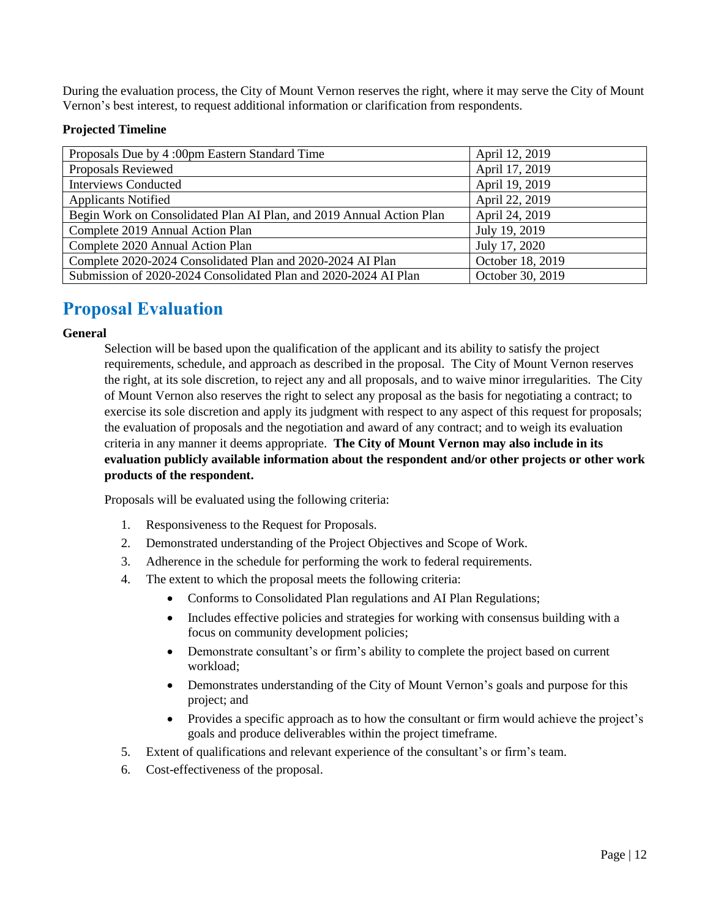During the evaluation process, the City of Mount Vernon reserves the right, where it may serve the City of Mount Vernon's best interest, to request additional information or clarification from respondents.

**Projected Timeline**

| | |
|---|---|
| Proposals Due by 4 :00pm Eastern Standard Time | April 12, 2019 |
| Proposals Reviewed | April 17, 2019 |
| Interviews Conducted | April 19, 2019 |
| Applicants Notified | April 22, 2019 |
| Begin Work on Consolidated Plan AI Plan, and 2019 Annual Action Plan | April 24, 2019 |
| Complete 2019 Annual Action Plan | July 19, 2019 |
| Complete 2020 Annual Action Plan | July 17, 2020 |
| Complete 2020-2024 Consolidated Plan and 2020-2024 AI Plan | October 18, 2019 |
| Submission of 2020-2024 Consolidated Plan and 2020-2024 AI Plan | October 30, 2019 |

# Proposal Evaluation

**General**

Selection will be based upon the qualification of the applicant and its ability to satisfy the project requirements, schedule, and approach as described in the proposal. The City of Mount Vernon reserves the right, at its sole discretion, to reject any and all proposals, and to waive minor irregularities. The City of Mount Vernon also reserves the right to select any proposal as the basis for negotiating a contract; to exercise its sole discretion and apply its judgment with respect to any aspect of this request for proposals; the evaluation of proposals and the negotiation and award of any contract; and to weigh its evaluation criteria in any manner it deems appropriate. **The City of Mount Vernon may also include in its evaluation publicly available information about the respondent and/or other projects or other work products of the respondent.**

Proposals will be evaluated using the following criteria:

1. Responsiveness to the Request for Proposals.
2. Demonstrated understanding of the Project Objectives and Scope of Work.
3. Adherence in the schedule for performing the work to federal requirements.
4. The extent to which the proposal meets the following criteria:
   - Conforms to Consolidated Plan regulations and AI Plan Regulations;
   - Includes effective policies and strategies for working with consensus building with a focus on community development policies;
   - Demonstrate consultant's or firm's ability to complete the project based on current workload;
   - Demonstrates understanding of the City of Mount Vernon's goals and purpose for this project; and
   - Provides a specific approach as to how the consultant or firm would achieve the project's goals and produce deliverables within the project timeframe.
5. Extent of qualifications and relevant experience of the consultant's or firm's team.
6. Cost-effectiveness of the proposal.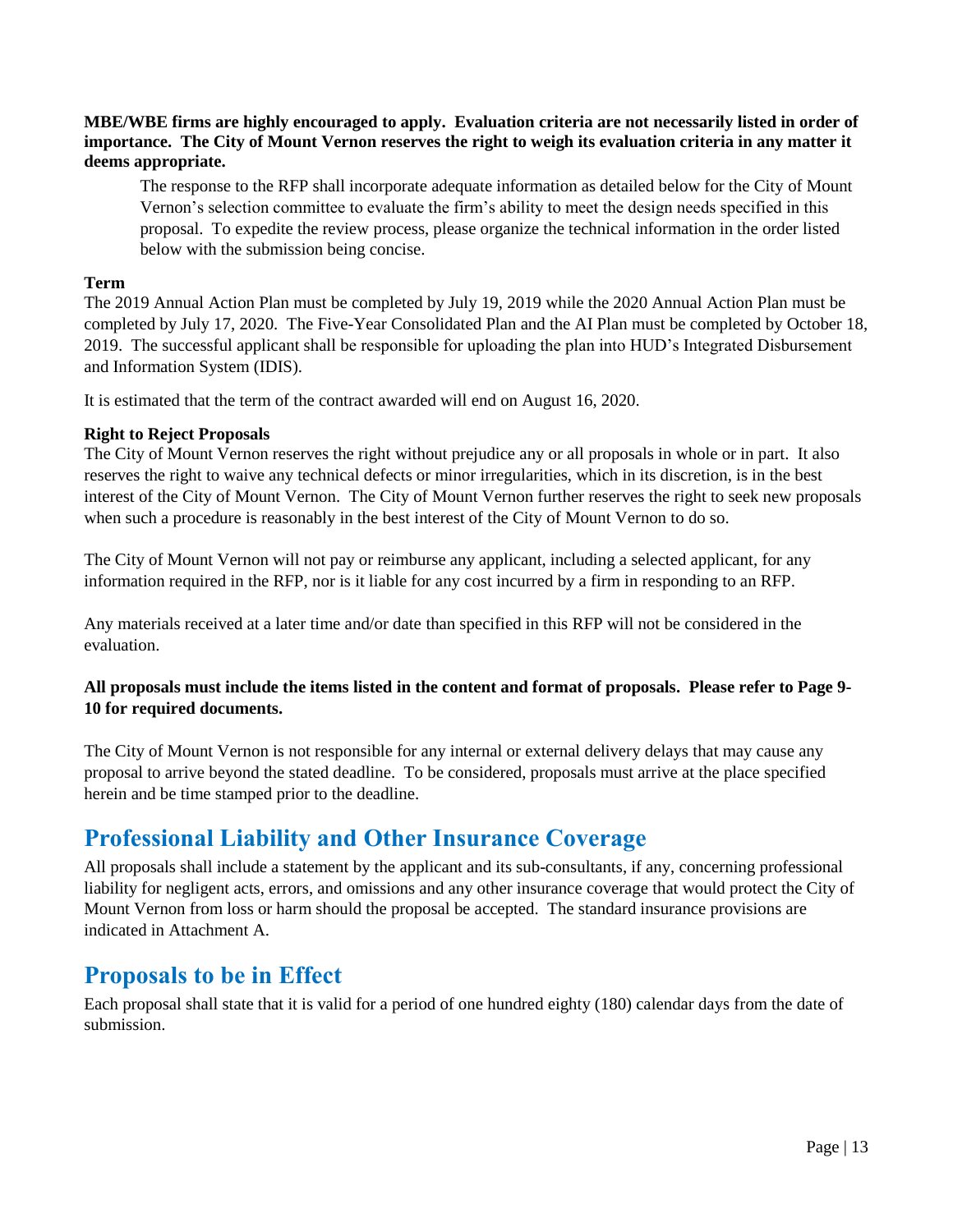**MBE/WBE firms are highly encouraged to apply. Evaluation criteria are not necessarily listed in order of importance. The City of Mount Vernon reserves the right to weigh its evaluation criteria in any matter it deems appropriate.**

> The response to the RFP shall incorporate adequate information as detailed below for the City of Mount Vernon's selection committee to evaluate the firm's ability to meet the design needs specified in this proposal. To expedite the review process, please organize the technical information in the order listed below with the submission being concise.

**Term**

The 2019 Annual Action Plan must be completed by July 19, 2019 while the 2020 Annual Action Plan must be completed by July 17, 2020. The Five-Year Consolidated Plan and the AI Plan must be completed by October 18, 2019. The successful applicant shall be responsible for uploading the plan into HUD's Integrated Disbursement and Information System (IDIS).

It is estimated that the term of the contract awarded will end on August 16, 2020.

**Right to Reject Proposals**

The City of Mount Vernon reserves the right without prejudice any or all proposals in whole or in part. It also reserves the right to waive any technical defects or minor irregularities, which in its discretion, is in the best interest of the City of Mount Vernon. The City of Mount Vernon further reserves the right to seek new proposals when such a procedure is reasonably in the best interest of the City of Mount Vernon to do so.

The City of Mount Vernon will not pay or reimburse any applicant, including a selected applicant, for any information required in the RFP, nor is it liable for any cost incurred by a firm in responding to an RFP.

Any materials received at a later time and/or date than specified in this RFP will not be considered in the evaluation.

**All proposals must include the items listed in the content and format of proposals. Please refer to Page 9-10 for required documents.**

The City of Mount Vernon is not responsible for any internal or external delivery delays that may cause any proposal to arrive beyond the stated deadline. To be considered, proposals must arrive at the place specified herein and be time stamped prior to the deadline.

## Professional Liability and Other Insurance Coverage

All proposals shall include a statement by the applicant and its sub-consultants, if any, concerning professional liability for negligent acts, errors, and omissions and any other insurance coverage that would protect the City of Mount Vernon from loss or harm should the proposal be accepted. The standard insurance provisions are indicated in Attachment A.

## Proposals to be in Effect

Each proposal shall state that it is valid for a period of one hundred eighty (180) calendar days from the date of submission.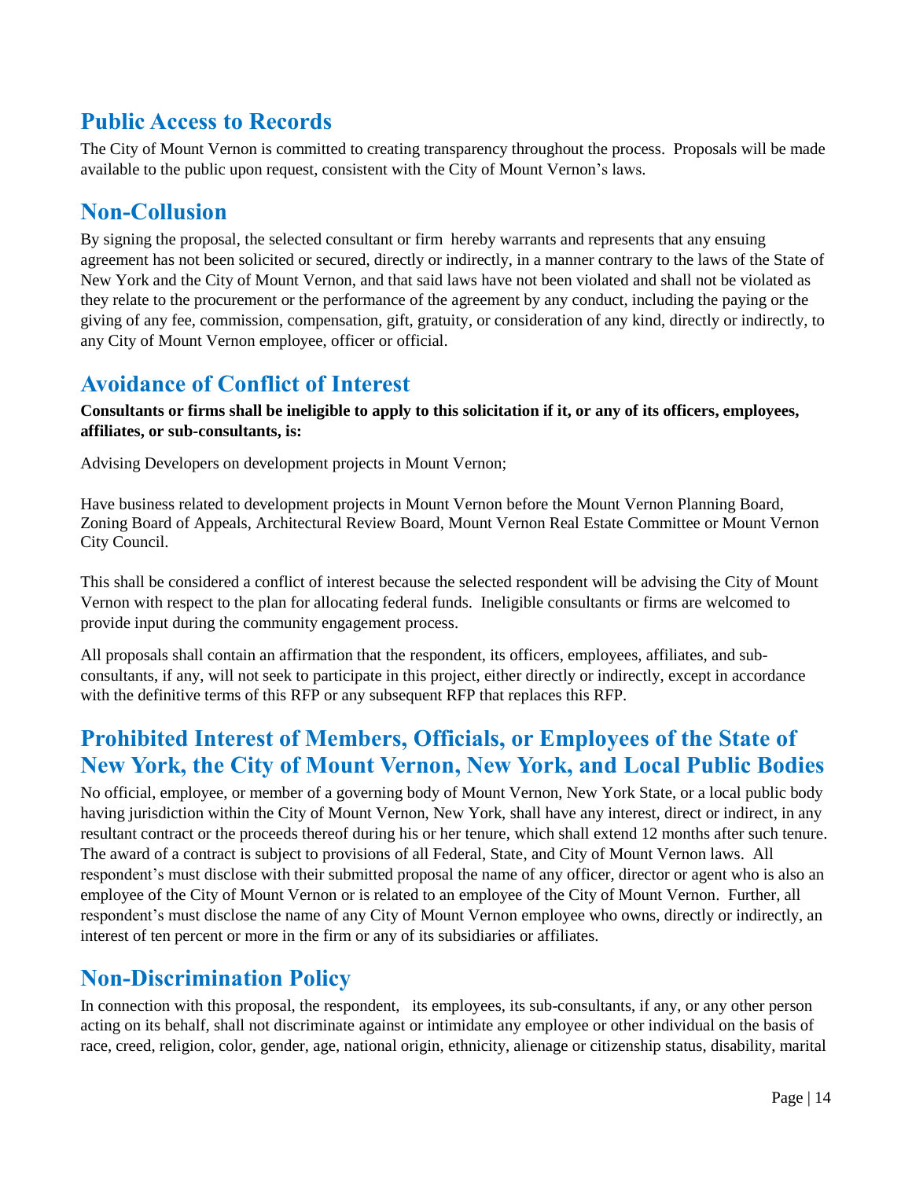## Public Access to Records

The City of Mount Vernon is committed to creating transparency throughout the process. Proposals will be made available to the public upon request, consistent with the City of Mount Vernon's laws.

## Non-Collusion

By signing the proposal, the selected consultant or firm hereby warrants and represents that any ensuing agreement has not been solicited or secured, directly or indirectly, in a manner contrary to the laws of the State of New York and the City of Mount Vernon, and that said laws have not been violated and shall not be violated as they relate to the procurement or the performance of the agreement by any conduct, including the paying or the giving of any fee, commission, compensation, gift, gratuity, or consideration of any kind, directly or indirectly, to any City of Mount Vernon employee, officer or official.

## Avoidance of Conflict of Interest

**Consultants or firms shall be ineligible to apply to this solicitation if it, or any of its officers, employees, affiliates, or sub-consultants, is:**

Advising Developers on development projects in Mount Vernon;

Have business related to development projects in Mount Vernon before the Mount Vernon Planning Board, Zoning Board of Appeals, Architectural Review Board, Mount Vernon Real Estate Committee or Mount Vernon City Council.

This shall be considered a conflict of interest because the selected respondent will be advising the City of Mount Vernon with respect to the plan for allocating federal funds. Ineligible consultants or firms are welcomed to provide input during the community engagement process.

All proposals shall contain an affirmation that the respondent, its officers, employees, affiliates, and sub-consultants, if any, will not seek to participate in this project, either directly or indirectly, except in accordance with the definitive terms of this RFP or any subsequent RFP that replaces this RFP.

## Prohibited Interest of Members, Officials, or Employees of the State of New York, the City of Mount Vernon, New York, and Local Public Bodies

No official, employee, or member of a governing body of Mount Vernon, New York State, or a local public body having jurisdiction within the City of Mount Vernon, New York, shall have any interest, direct or indirect, in any resultant contract or the proceeds thereof during his or her tenure, which shall extend 12 months after such tenure. The award of a contract is subject to provisions of all Federal, State, and City of Mount Vernon laws. All respondent's must disclose with their submitted proposal the name of any officer, director or agent who is also an employee of the City of Mount Vernon or is related to an employee of the City of Mount Vernon. Further, all respondent's must disclose the name of any City of Mount Vernon employee who owns, directly or indirectly, an interest of ten percent or more in the firm or any of its subsidiaries or affiliates.

## Non-Discrimination Policy

In connection with this proposal, the respondent, its employees, its sub-consultants, if any, or any other person acting on its behalf, shall not discriminate against or intimidate any employee or other individual on the basis of race, creed, religion, color, gender, age, national origin, ethnicity, alienage or citizenship status, disability, marital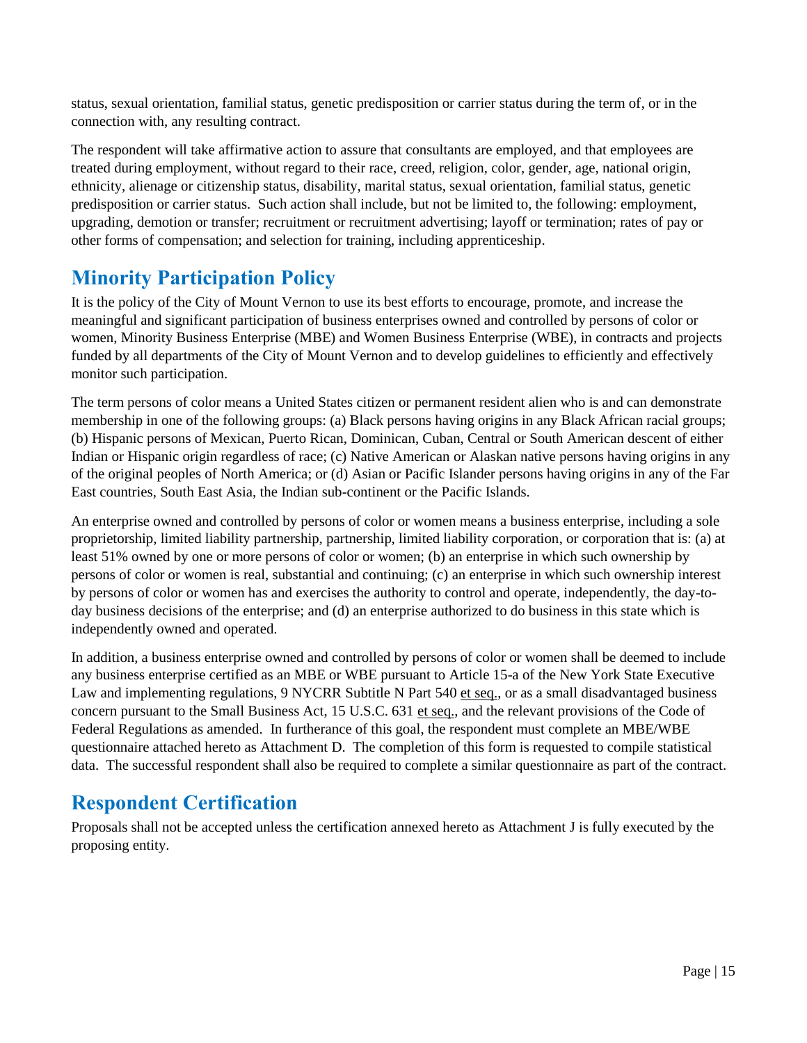status, sexual orientation, familial status, genetic predisposition or carrier status during the term of, or in the connection with, any resulting contract.

The respondent will take affirmative action to assure that consultants are employed, and that employees are treated during employment, without regard to their race, creed, religion, color, gender, age, national origin, ethnicity, alienage or citizenship status, disability, marital status, sexual orientation, familial status, genetic predisposition or carrier status. Such action shall include, but not be limited to, the following: employment, upgrading, demotion or transfer; recruitment or recruitment advertising; layoff or termination; rates of pay or other forms of compensation; and selection for training, including apprenticeship.

## Minority Participation Policy

It is the policy of the City of Mount Vernon to use its best efforts to encourage, promote, and increase the meaningful and significant participation of business enterprises owned and controlled by persons of color or women, Minority Business Enterprise (MBE) and Women Business Enterprise (WBE), in contracts and projects funded by all departments of the City of Mount Vernon and to develop guidelines to efficiently and effectively monitor such participation.

The term persons of color means a United States citizen or permanent resident alien who is and can demonstrate membership in one of the following groups: (a) Black persons having origins in any Black African racial groups; (b) Hispanic persons of Mexican, Puerto Rican, Dominican, Cuban, Central or South American descent of either Indian or Hispanic origin regardless of race; (c) Native American or Alaskan native persons having origins in any of the original peoples of North America; or (d) Asian or Pacific Islander persons having origins in any of the Far East countries, South East Asia, the Indian sub-continent or the Pacific Islands.

An enterprise owned and controlled by persons of color or women means a business enterprise, including a sole proprietorship, limited liability partnership, partnership, limited liability corporation, or corporation that is: (a) at least 51% owned by one or more persons of color or women; (b) an enterprise in which such ownership by persons of color or women is real, substantial and continuing; (c) an enterprise in which such ownership interest by persons of color or women has and exercises the authority to control and operate, independently, the day-to-day business decisions of the enterprise; and (d) an enterprise authorized to do business in this state which is independently owned and operated.

In addition, a business enterprise owned and controlled by persons of color or women shall be deemed to include any business enterprise certified as an MBE or WBE pursuant to Article 15-a of the New York State Executive Law and implementing regulations, 9 NYCRR Subtitle N Part 540 et seq., or as a small disadvantaged business concern pursuant to the Small Business Act, 15 U.S.C. 631 et seq., and the relevant provisions of the Code of Federal Regulations as amended. In furtherance of this goal, the respondent must complete an MBE/WBE questionnaire attached hereto as Attachment D. The completion of this form is requested to compile statistical data. The successful respondent shall also be required to complete a similar questionnaire as part of the contract.

## Respondent Certification

Proposals shall not be accepted unless the certification annexed hereto as Attachment J is fully executed by the proposing entity.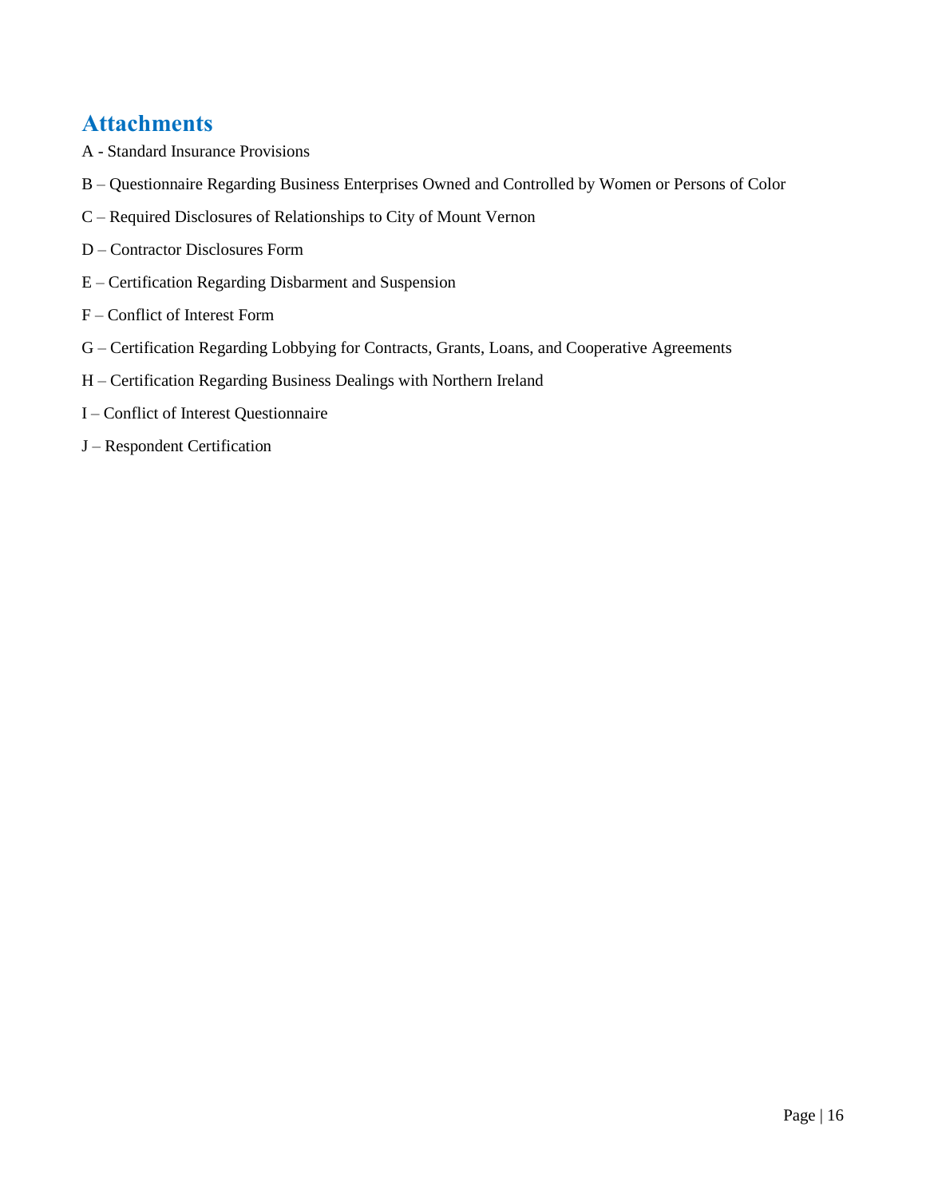## Attachments

A - Standard Insurance Provisions

B – Questionnaire Regarding Business Enterprises Owned and Controlled by Women or Persons of Color

C – Required Disclosures of Relationships to City of Mount Vernon

D – Contractor Disclosures Form

E – Certification Regarding Disbarment and Suspension

F – Conflict of Interest Form

G – Certification Regarding Lobbying for Contracts, Grants, Loans, and Cooperative Agreements

H – Certification Regarding Business Dealings with Northern Ireland

I – Conflict of Interest Questionnaire

J – Respondent Certification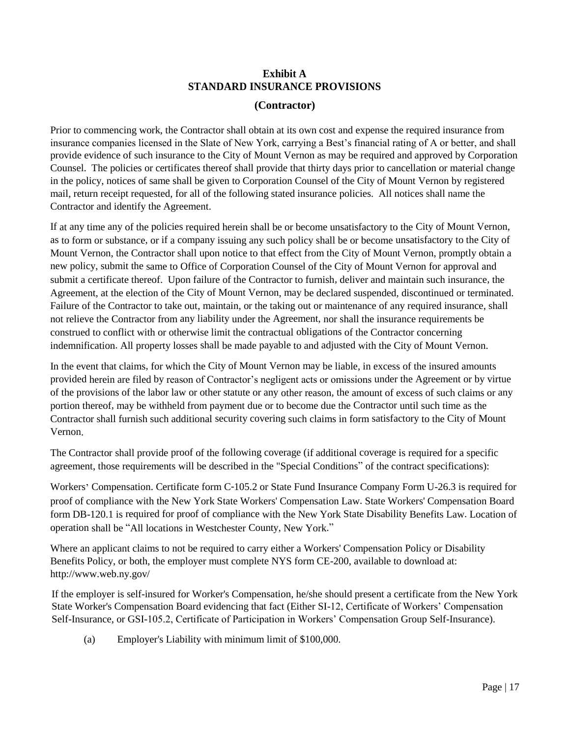# Exhibit A
# STANDARD INSURANCE PROVISIONS

## (Contractor)

Prior to commencing work, the Contractor shall obtain at its own cost and expense the required insurance from insurance companies licensed in the Slate of New York, carrying a Best's financial rating of A or better, and shall provide evidence of such insurance to the City of Mount Vernon as may be required and approved by Corporation Counsel. The policies or certificates thereof shall provide that thirty days prior to cancellation or material change in the policy, notices of same shall be given to Corporation Counsel of the City of Mount Vernon by registered mail, return receipt requested, for all of the following stated insurance policies. All notices shall name the Contractor and identify the Agreement.

If at any time any of the policies required herein shall be or become unsatisfactory to the City of Mount Vernon, as to form or substance, or if a company issuing any such policy shall be or become unsatisfactory to the City of Mount Vernon, the Contractor shall upon notice to that effect from the City of Mount Vernon, promptly obtain a new policy, submit the same to Office of Corporation Counsel of the City of Mount Vernon for approval and submit a certificate thereof. Upon failure of the Contractor to furnish, deliver and maintain such insurance, the Agreement, at the election of the City of Mount Vernon, may be declared suspended, discontinued or terminated. Failure of the Contractor to take out, maintain, or the taking out or maintenance of any required insurance, shall not relieve the Contractor from any liability under the Agreement, nor shall the insurance requirements be construed to conflict with or otherwise limit the contractual obligations of the Contractor concerning indemnification. All property losses shall be made payable to and adjusted with the City of Mount Vernon.

In the event that claims, for which the City of Mount Vernon may be liable, in excess of the insured amounts provided herein are filed by reason of Contractor's negligent acts or omissions under the Agreement or by virtue of the provisions of the labor law or other statute or any other reason, the amount of excess of such claims or any portion thereof, may be withheld from payment due or to become due the Contractor until such time as the Contractor shall furnish such additional security covering such claims in form satisfactory to the City of Mount Vernon.

The Contractor shall provide proof of the following coverage (if additional coverage is required for a specific agreement, those requirements will be described in the "Special Conditions" of the contract specifications):

Workers' Compensation. Certificate form C-105.2 or State Fund Insurance Company Form U-26.3 is required for proof of compliance with the New York State Workers' Compensation Law. State Workers' Compensation Board form DB-120.1 is required for proof of compliance with the New York State Disability Benefits Law. Location of operation shall be "All locations in Westchester County, New York."

Where an applicant claims to not be required to carry either a Workers' Compensation Policy or Disability Benefits Policy, or both, the employer must complete NYS form CE-200, available to download at: http://www.web.ny.gov/

If the employer is self-insured for Worker's Compensation, he/she should present a certificate from the New York State Worker's Compensation Board evidencing that fact (Either SI-12, Certificate of Workers' Compensation Self-Insurance, or GSI-105.2, Certificate of Participation in Workers' Compensation Group Self-Insurance).

(a) Employer's Liability with minimum limit of $100,000.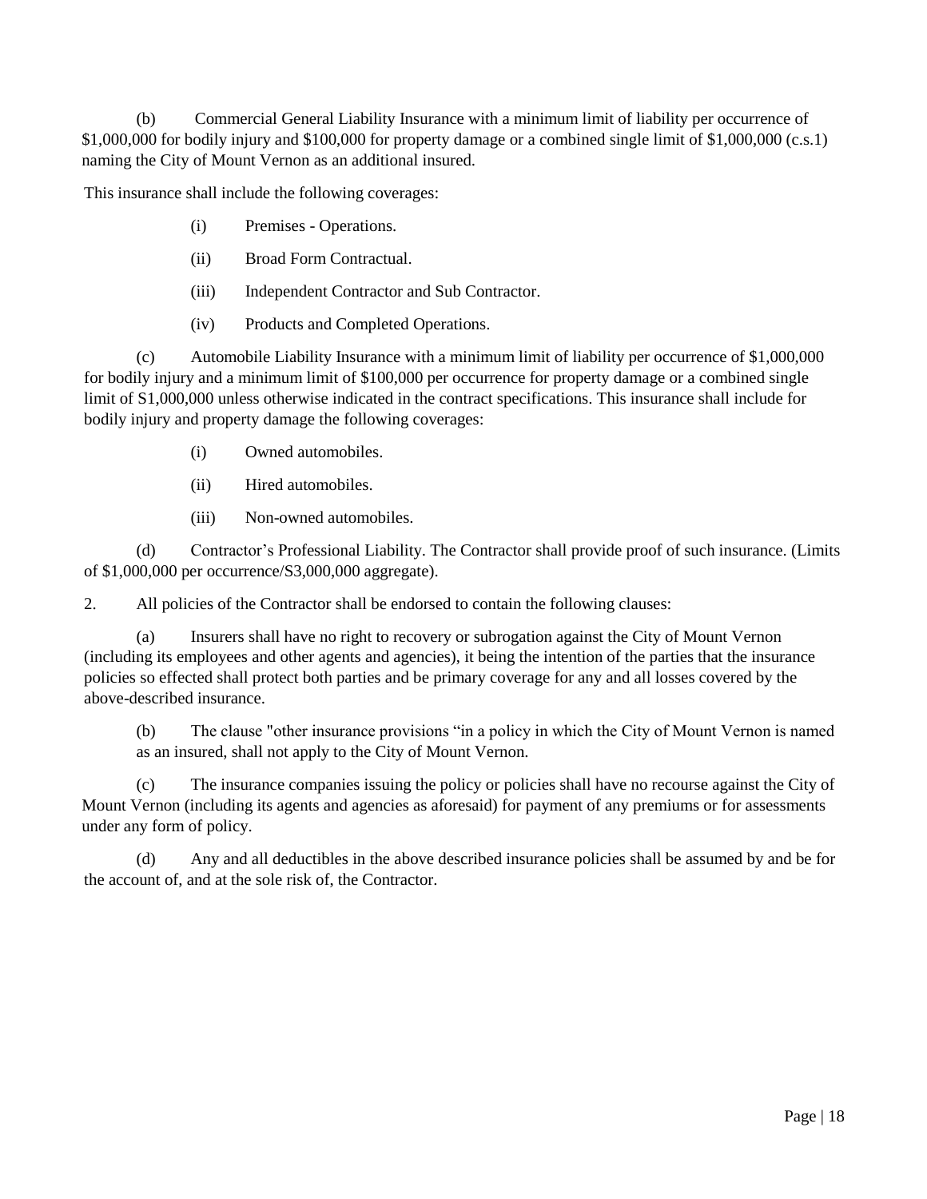(b) Commercial General Liability Insurance with a minimum limit of liability per occurrence of $1,000,000 for bodily injury and $100,000 for property damage or a combined single limit of $1,000,000 (c.s.1) naming the City of Mount Vernon as an additional insured.

This insurance shall include the following coverages:

(i) Premises - Operations.

(ii) Broad Form Contractual.

(iii) Independent Contractor and Sub Contractor.

(iv) Products and Completed Operations.

(c) Automobile Liability Insurance with a minimum limit of liability per occurrence of $1,000,000 for bodily injury and a minimum limit of $100,000 per occurrence for property damage or a combined single limit of S1,000,000 unless otherwise indicated in the contract specifications. This insurance shall include for bodily injury and property damage the following coverages:

(i) Owned automobiles.

(ii) Hired automobiles.

(iii) Non-owned automobiles.

(d) Contractor's Professional Liability. The Contractor shall provide proof of such insurance. (Limits of $1,000,000 per occurrence/S3,000,000 aggregate).

2. All policies of the Contractor shall be endorsed to contain the following clauses:

(a) Insurers shall have no right to recovery or subrogation against the City of Mount Vernon (including its employees and other agents and agencies), it being the intention of the parties that the insurance policies so effected shall protect both parties and be primary coverage for any and all losses covered by the above-described insurance.

(b) The clause "other insurance provisions "in a policy in which the City of Mount Vernon is named as an insured, shall not apply to the City of Mount Vernon.

(c) The insurance companies issuing the policy or policies shall have no recourse against the City of Mount Vernon (including its agents and agencies as aforesaid) for payment of any premiums or for assessments under any form of policy.

(d) Any and all deductibles in the above described insurance policies shall be assumed by and be for the account of, and at the sole risk of, the Contractor.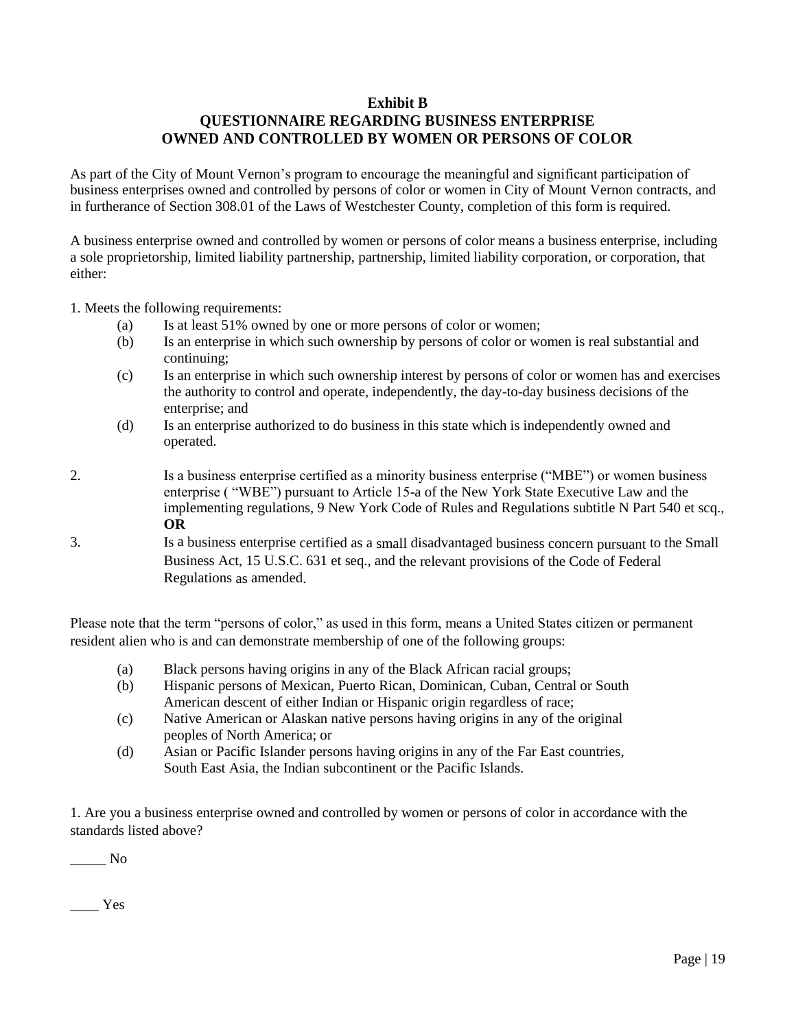**Exhibit B**
**QUESTIONNAIRE REGARDING BUSINESS ENTERPRISE OWNED AND CONTROLLED BY WOMEN OR PERSONS OF COLOR**

As part of the City of Mount Vernon's program to encourage the meaningful and significant participation of business enterprises owned and controlled by persons of color or women in City of Mount Vernon contracts, and in furtherance of Section 308.01 of the Laws of Westchester County, completion of this form is required.

A business enterprise owned and controlled by women or persons of color means a business enterprise, including a sole proprietorship, limited liability partnership, partnership, limited liability corporation, or corporation, that either:

1. Meets the following requirements:
   - (a) Is at least 51% owned by one or more persons of color or women;
   - (b) Is an enterprise in which such ownership by persons of color or women is real substantial and continuing;
   - (c) Is an enterprise in which such ownership interest by persons of color or women has and exercises the authority to control and operate, independently, the day-to-day business decisions of the enterprise; and
   - (d) Is an enterprise authorized to do business in this state which is independently owned and operated.

2. Is a business enterprise certified as a minority business enterprise ("MBE") or women business enterprise ( "WBE") pursuant to Article 15-a of the New York State Executive Law and the implementing regulations, 9 New York Code of Rules and Regulations subtitle N Part 540 et scq., **OR**

3. Is a business enterprise certified as a small disadvantaged business concern pursuant to the Small Business Act, 15 U.S.C. 631 et seq., and the relevant provisions of the Code of Federal Regulations as amended.

Please note that the term "persons of color," as used in this form, means a United States citizen or permanent resident alien who is and can demonstrate membership of one of the following groups:

- (a) Black persons having origins in any of the Black African racial groups;
- (b) Hispanic persons of Mexican, Puerto Rican, Dominican, Cuban, Central or South American descent of either Indian or Hispanic origin regardless of race;
- (c) Native American or Alaskan native persons having origins in any of the original peoples of North America; or
- (d) Asian or Pacific Islander persons having origins in any of the Far East countries, South East Asia, the Indian subcontinent or the Pacific Islands.

1. Are you a business enterprise owned and controlled by women or persons of color in accordance with the standards listed above?

_____ No

____ Yes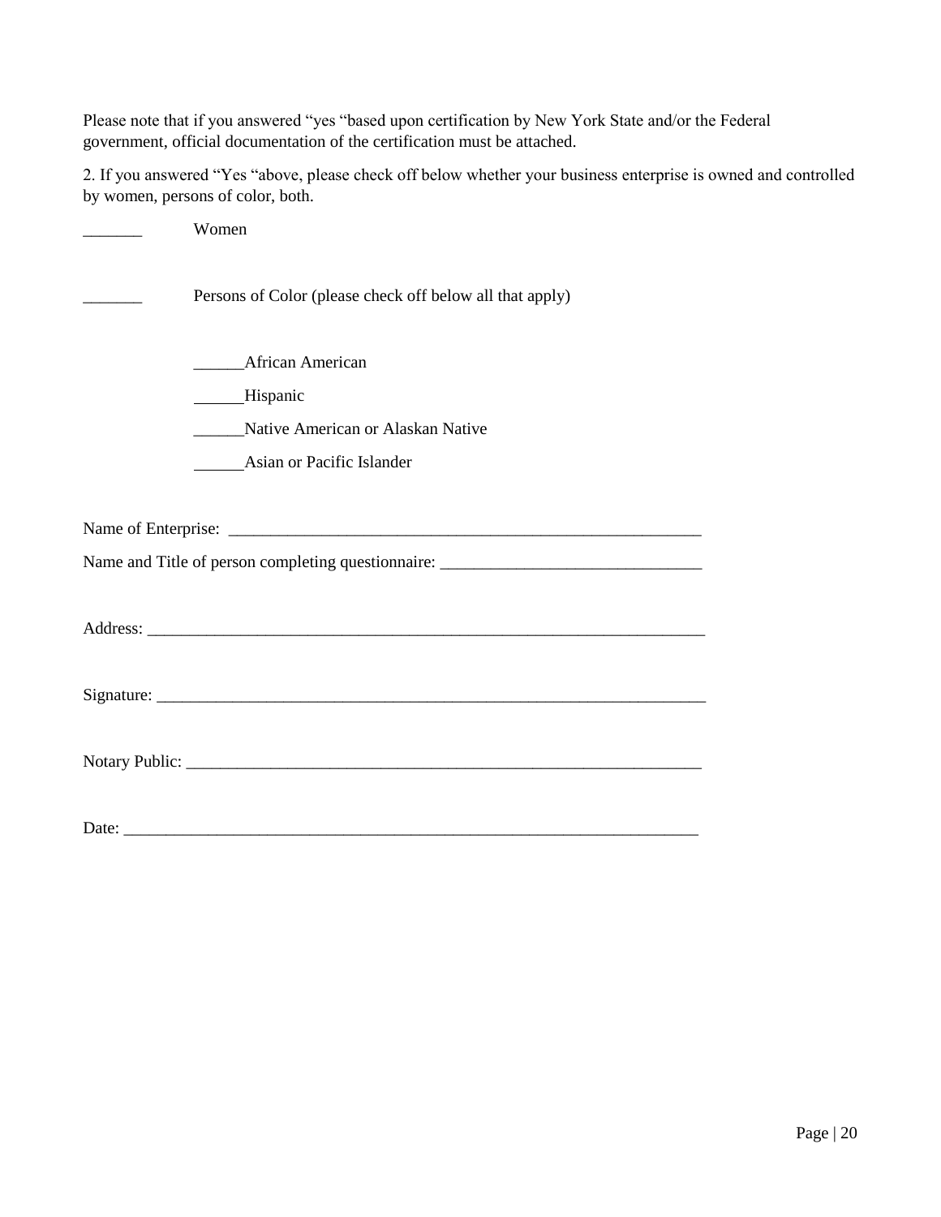Please note that if you answered “yes “based upon certification by New York State and/or the Federal government, official documentation of the certification must be attached.

2. If you answered “Yes “above, please check off below whether your business enterprise is owned and controlled by women, persons of color, both.

_______ Women

_______ Persons of Color (please check off below all that apply)

______African American

______Hispanic

______Native American or Alaskan Native

______Asian or Pacific Islander

Name of Enterprise: ___________________________________________________________

Name and Title of person completing questionnaire: _______________________________

Address: _____________________________________________________________________

Signature: ____________________________________________________________________

Notary Public: _________________________________________________________________

Date: ________________________________________________________________________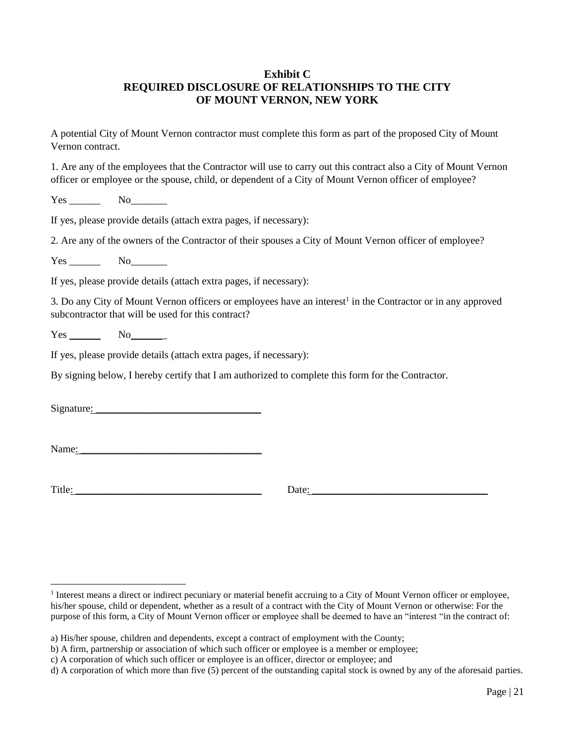**Exhibit C**
**REQUIRED DISCLOSURE OF RELATIONSHIPS TO THE CITY OF MOUNT VERNON, NEW YORK**

A potential City of Mount Vernon contractor must complete this form as part of the proposed City of Mount Vernon contract.

1. Are any of the employees that the Contractor will use to carry out this contract also a City of Mount Vernon officer or employee or the spouse, child, or dependent of a City of Mount Vernon officer of employee?

Yes ______ No_______

If yes, please provide details (attach extra pages, if necessary):

2. Are any of the owners of the Contractor of their spouses a City of Mount Vernon officer of employee?

Yes ______ No_______

If yes, please provide details (attach extra pages, if necessary):

3. Do any City of Mount Vernon officers or employees have an interest[1] in the Contractor or in any approved subcontractor that will be used for this contract?

Yes ______ No_______

If yes, please provide details (attach extra pages, if necessary):

By signing below, I hereby certify that I am authorized to complete this form for the Contractor.

Signature: ________________________________

Name: ___________________________________

Title: ___________________________________ Date: ___________________________________

---

[1] Interest means a direct or indirect pecuniary or material benefit accruing to a City of Mount Vernon officer or employee, his/her spouse, child or dependent, whether as a result of a contract with the City of Mount Vernon or otherwise: For the purpose of this form, a City of Mount Vernon officer or employee shall be deemed to have an "interest "in the contract of:

a) His/her spouse, children and dependents, except a contract of employment with the County;
b) A firm, partnership or association of which such officer or employee is a member or employee;
c) A corporation of which such officer or employee is an officer, director or employee; and
d) A corporation of which more than five (5) percent of the outstanding capital stock is owned by any of the aforesaid parties.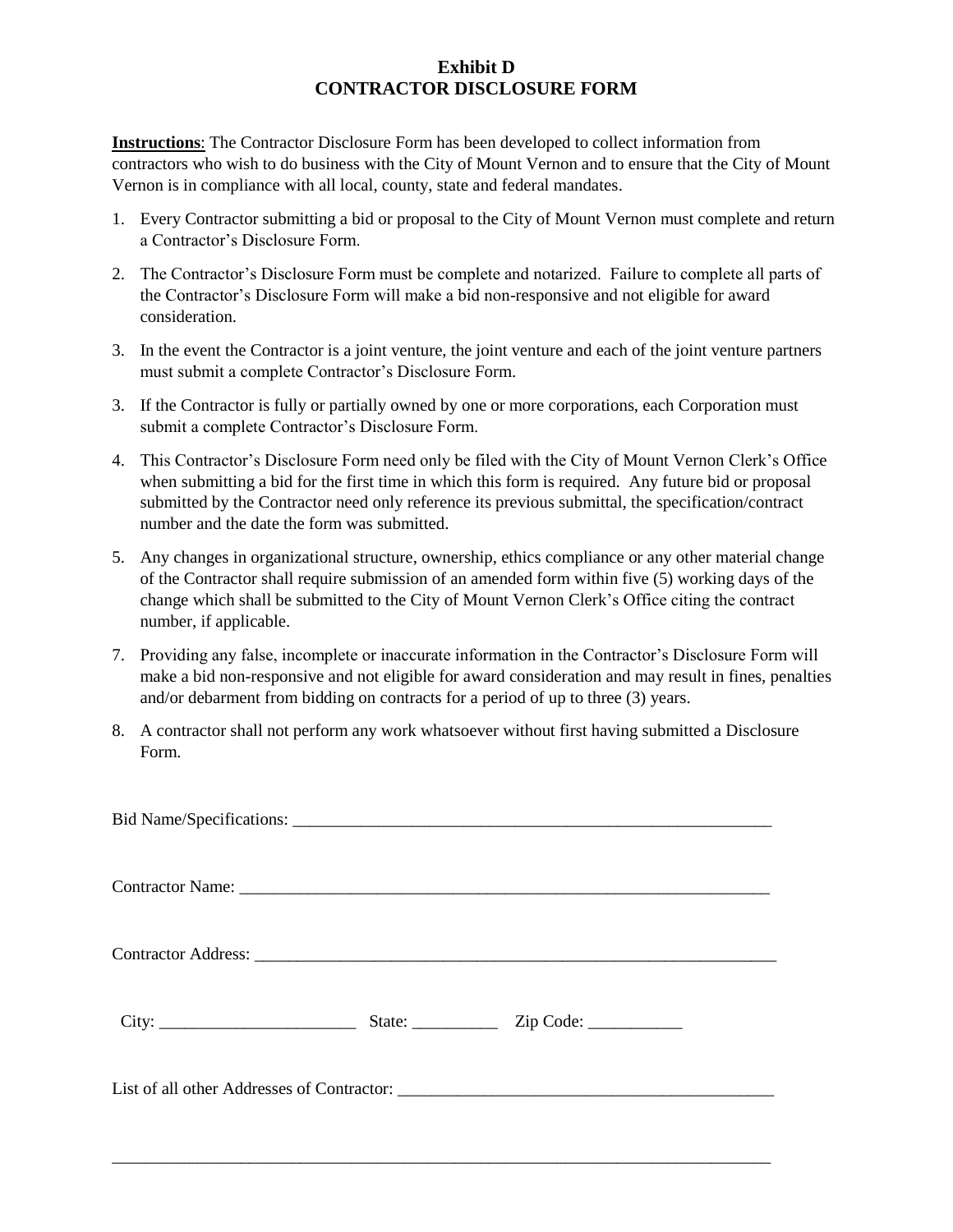# Exhibit D
# CONTRACTOR DISCLOSURE FORM

**Instructions**: The Contractor Disclosure Form has been developed to collect information from contractors who wish to do business with the City of Mount Vernon and to ensure that the City of Mount Vernon is in compliance with all local, county, state and federal mandates.

1. Every Contractor submitting a bid or proposal to the City of Mount Vernon must complete and return a Contractor's Disclosure Form.

2. The Contractor's Disclosure Form must be complete and notarized. Failure to complete all parts of the Contractor's Disclosure Form will make a bid non-responsive and not eligible for award consideration.

3. In the event the Contractor is a joint venture, the joint venture and each of the joint venture partners must submit a complete Contractor's Disclosure Form.

3. If the Contractor is fully or partially owned by one or more corporations, each Corporation must submit a complete Contractor's Disclosure Form.

4. This Contractor's Disclosure Form need only be filed with the City of Mount Vernon Clerk's Office when submitting a bid for the first time in which this form is required. Any future bid or proposal submitted by the Contractor need only reference its previous submittal, the specification/contract number and the date the form was submitted.

5. Any changes in organizational structure, ownership, ethics compliance or any other material change of the Contractor shall require submission of an amended form within five (5) working days of the change which shall be submitted to the City of Mount Vernon Clerk's Office citing the contract number, if applicable.

7. Providing any false, incomplete or inaccurate information in the Contractor's Disclosure Form will make a bid non-responsive and not eligible for award consideration and may result in fines, penalties and/or debarment from bidding on contracts for a period of up to three (3) years.

8. A contractor shall not perform any work whatsoever without first having submitted a Disclosure Form.

Bid Name/Specifications: ___________________________________________________________

Contractor Name: _________________________________________________________________

Contractor Address: _______________________________________________________________

City: _______________________ State: __________ Zip Code: ___________

List of all other Addresses of Contractor: _____________________________________________

_________________________________________________________________________________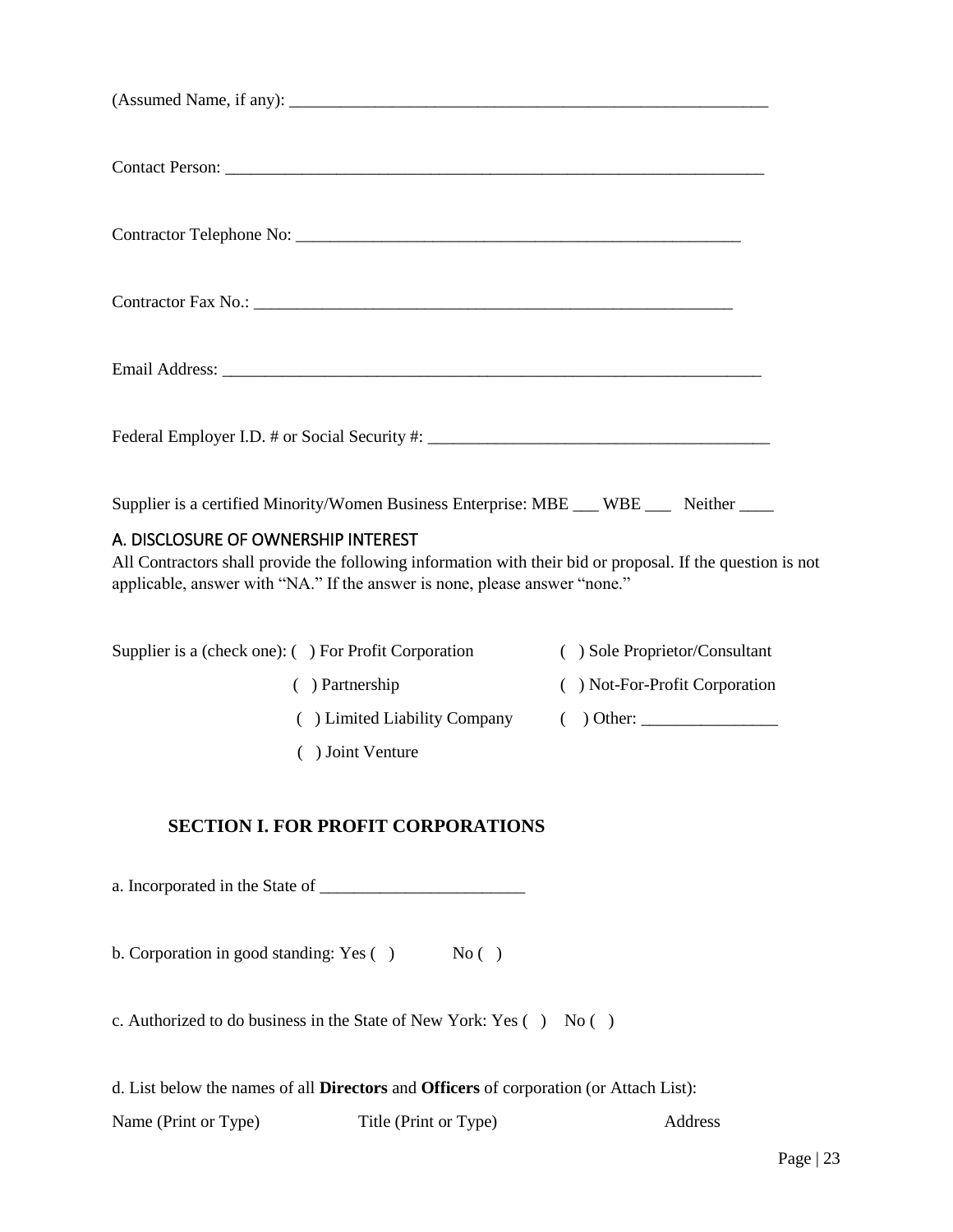(Assumed Name, if any): ___________________________________________________________

Contact Person: ___________________________________________________________________

Contractor Telephone No: ______________________________________________________

Contractor Fax No.: ___________________________________________________________

Email Address: ___________________________________________________________________

Federal Employer I.D. # or Social Security #: ________________________________________

Supplier is a certified Minority/Women Business Enterprise: MBE ___ WBE ___ Neither ____

## A. DISCLOSURE OF OWNERSHIP INTEREST

All Contractors shall provide the following information with their bid or proposal. If the question is not applicable, answer with "NA." If the answer is none, please answer "none."

Supplier is a (check one):

- ( ) For Profit Corporation
- ( ) Sole Proprietor/Consultant
- ( ) Partnership
- ( ) Not-For-Profit Corporation
- ( ) Limited Liability Company
- ( ) Other: ________________
- ( ) Joint Venture

### SECTION I. FOR PROFIT CORPORATIONS

a. Incorporated in the State of ________________________

b. Corporation in good standing: Yes ( ) No ( )

c. Authorized to do business in the State of New York: Yes ( ) No ( )

d. List below the names of all **Directors** and **Officers** of corporation (or Attach List):

| Name (Print or Type) | Title (Print or Type) | Address |
|---|---|---|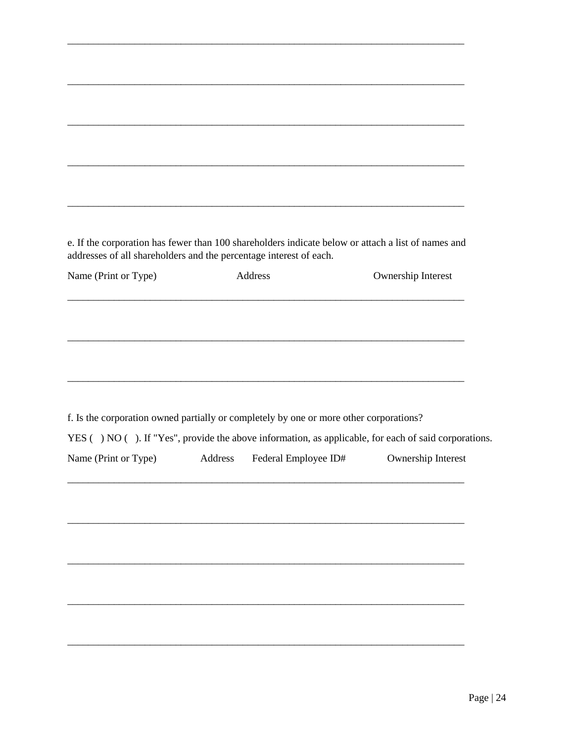______________________________________________________________________________

______________________________________________________________________________

______________________________________________________________________________

______________________________________________________________________________

______________________________________________________________________________

e. If the corporation has fewer than 100 shareholders indicate below or attach a list of names and addresses of all shareholders and the percentage interest of each.

Name (Print or Type)                    Address                    Ownership Interest

______________________________________________________________________________

______________________________________________________________________________

______________________________________________________________________________

f. Is the corporation owned partially or completely by one or more other corporations?

YES (   ) NO (   ). If "Yes", provide the above information, as applicable, for each of said corporations.

Name (Print or Type)          Address          Federal Employee ID#          Ownership Interest

______________________________________________________________________________

______________________________________________________________________________

______________________________________________________________________________

______________________________________________________________________________

______________________________________________________________________________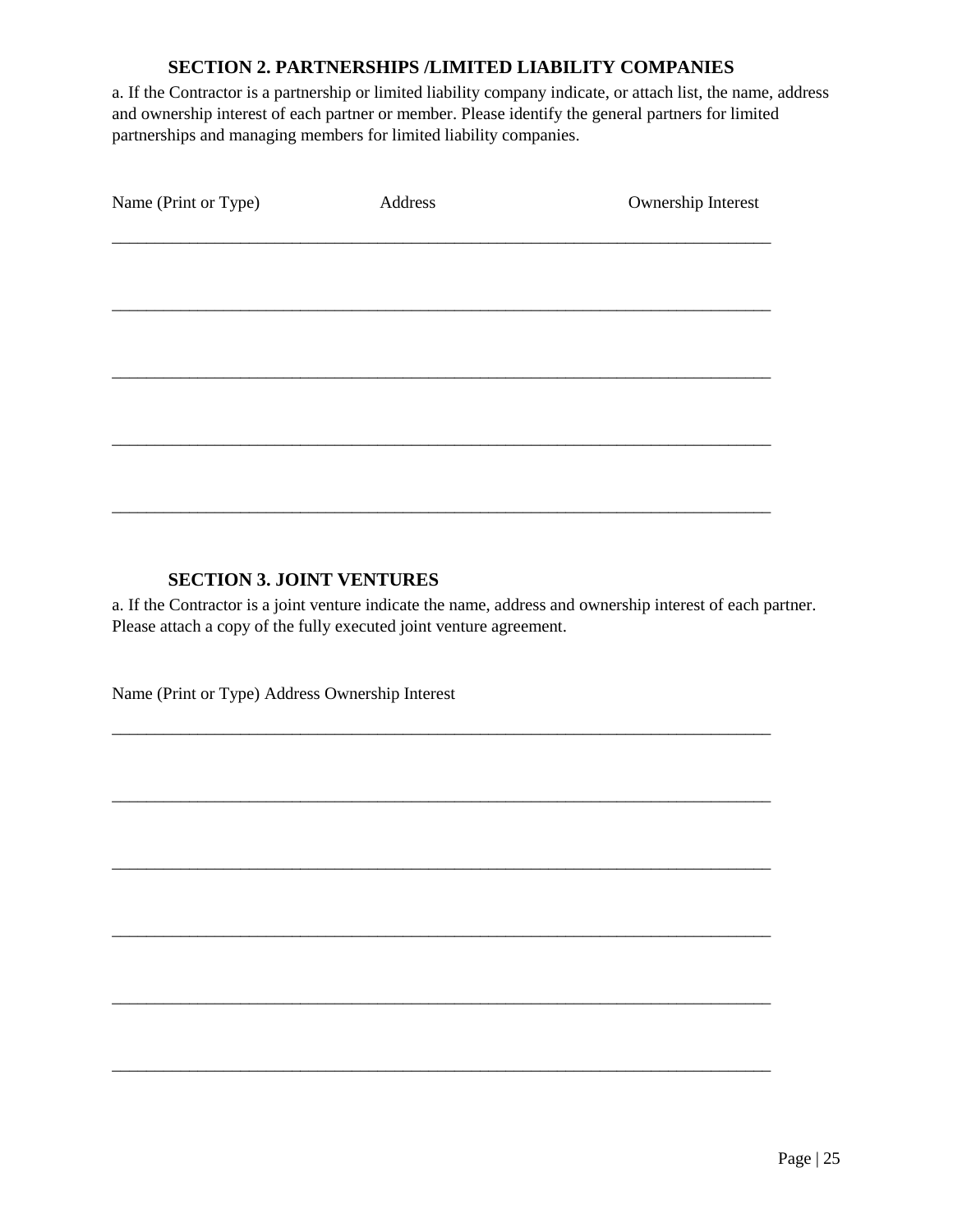## SECTION 2. PARTNERSHIPS /LIMITED LIABILITY COMPANIES

a. If the Contractor is a partnership or limited liability company indicate, or attach list, the name, address and ownership interest of each partner or member. Please identify the general partners for limited partnerships and managing members for limited liability companies.

| Name (Print or Type) | Address | Ownership Interest |
|---|---|---|
| | | |
| | | |
| | | |
| | | |
| | | |

## SECTION 3. JOINT VENTURES

a. If the Contractor is a joint venture indicate the name, address and ownership interest of each partner. Please attach a copy of the fully executed joint venture agreement.

Name (Print or Type) Address Ownership Interest

______________________________________________________________________________

______________________________________________________________________________

______________________________________________________________________________

______________________________________________________________________________

______________________________________________________________________________

______________________________________________________________________________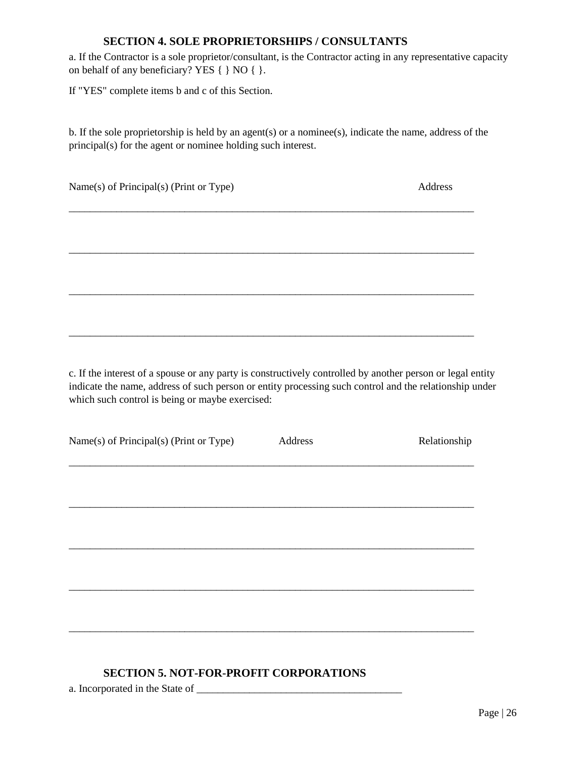## SECTION 4. SOLE PROPRIETORSHIPS / CONSULTANTS

a. If the Contractor is a sole proprietor/consultant, is the Contractor acting in any representative capacity on behalf of any beneficiary? YES { } NO { }.

If "YES" complete items b and c of this Section.

b. If the sole proprietorship is held by an agent(s) or a nominee(s), indicate the name, address of the principal(s) for the agent or nominee holding such interest.

Name(s) of Principal(s) (Print or Type) Address

_______________________________________________________________________________

_______________________________________________________________________________

_______________________________________________________________________________

_______________________________________________________________________________

c. If the interest of a spouse or any party is constructively controlled by another person or legal entity indicate the name, address of such person or entity processing such control and the relationship under which such control is being or maybe exercised:

Name(s) of Principal(s) (Print or Type) Address Relationship

_______________________________________________________________________________

_______________________________________________________________________________

_______________________________________________________________________________

_______________________________________________________________________________

_______________________________________________________________________________

## SECTION 5. NOT-FOR-PROFIT CORPORATIONS

a. Incorporated in the State of ________________________________________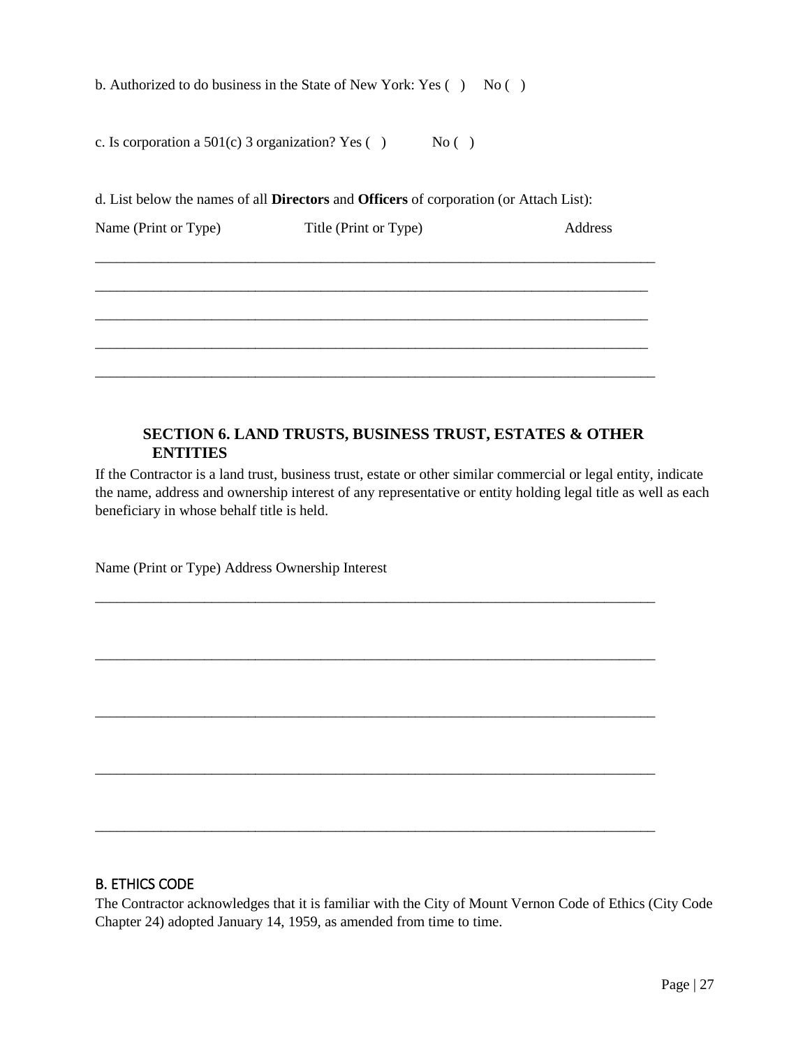b. Authorized to do business in the State of New York: Yes ( ) No ( )

c. Is corporation a 501(c) 3 organization? Yes ( ) No ( )

d. List below the names of all **Directors** and **Officers** of corporation (or Attach List):

Name (Print or Type) Title (Print or Type) Address

_____________________________________________________________________________

_____________________________________________________________________________

_____________________________________________________________________________

_____________________________________________________________________________

_____________________________________________________________________________

### SECTION 6. LAND TRUSTS, BUSINESS TRUST, ESTATES & OTHER ENTITIES

If the Contractor is a land trust, business trust, estate or other similar commercial or legal entity, indicate the name, address and ownership interest of any representative or entity holding legal title as well as each beneficiary in whose behalf title is held.

Name (Print or Type) Address Ownership Interest

_____________________________________________________________________________

_____________________________________________________________________________

_____________________________________________________________________________

_____________________________________________________________________________

_____________________________________________________________________________

## B. ETHICS CODE

The Contractor acknowledges that it is familiar with the City of Mount Vernon Code of Ethics (City Code Chapter 24) adopted January 14, 1959, as amended from time to time.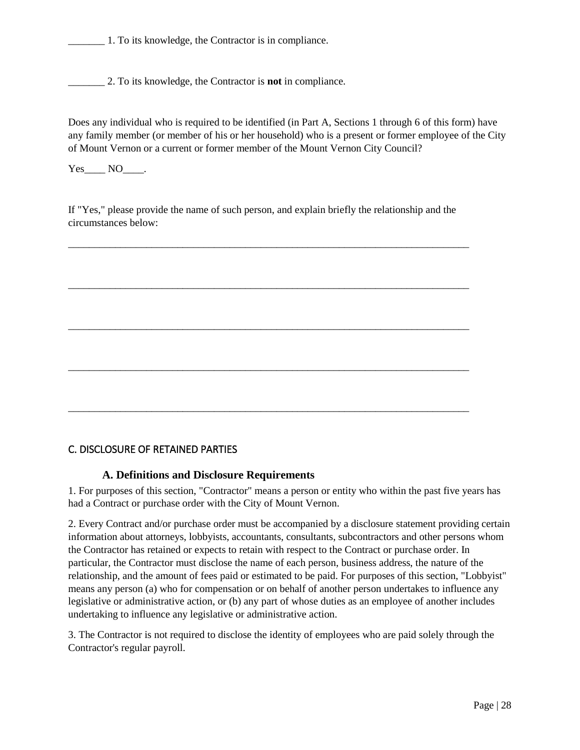_______ 1. To its knowledge, the Contractor is in compliance.

_______ 2. To its knowledge, the Contractor is **not** in compliance.

Does any individual who is required to be identified (in Part A, Sections 1 through 6 of this form) have any family member (or member of his or her household) who is a present or former employee of the City of Mount Vernon or a current or former member of the Mount Vernon City Council?

Yes____ NO____.

If "Yes," please provide the name of such person, and explain briefly the relationship and the circumstances below:

________________________________________________________________________________

________________________________________________________________________________

________________________________________________________________________________

________________________________________________________________________________

________________________________________________________________________________

## C. DISCLOSURE OF RETAINED PARTIES

### A. Definitions and Disclosure Requirements

1. For purposes of this section, "Contractor" means a person or entity who within the past five years has had a Contract or purchase order with the City of Mount Vernon.

2. Every Contract and/or purchase order must be accompanied by a disclosure statement providing certain information about attorneys, lobbyists, accountants, consultants, subcontractors and other persons whom the Contractor has retained or expects to retain with respect to the Contract or purchase order. In particular, the Contractor must disclose the name of each person, business address, the nature of the relationship, and the amount of fees paid or estimated to be paid. For purposes of this section, "Lobbyist" means any person (a) who for compensation or on behalf of another person undertakes to influence any legislative or administrative action, or (b) any part of whose duties as an employee of another includes undertaking to influence any legislative or administrative action.

3. The Contractor is not required to disclose the identity of employees who are paid solely through the Contractor's regular payroll.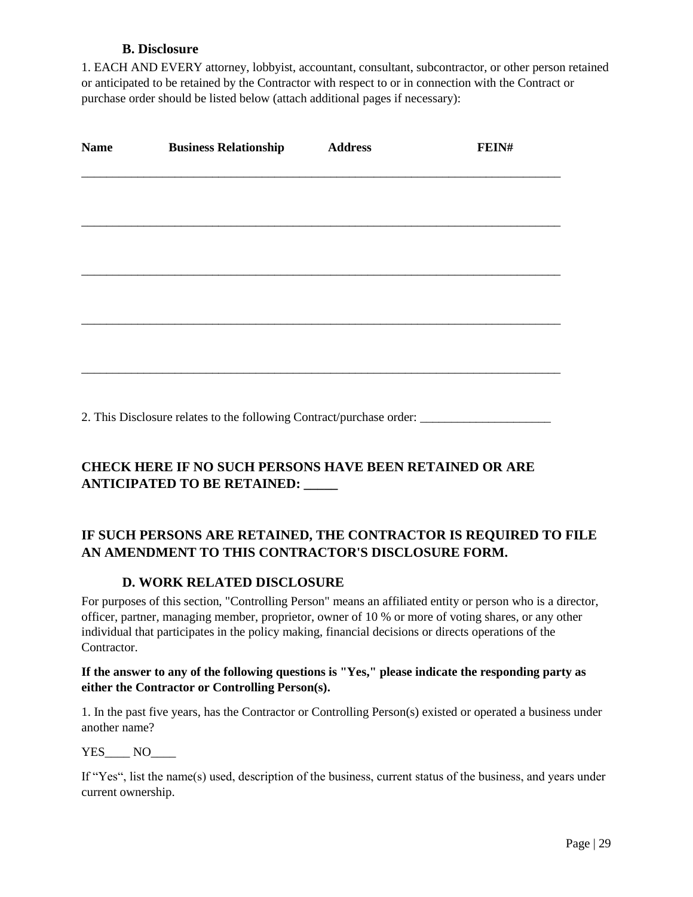### B. Disclosure

1. EACH AND EVERY attorney, lobbyist, accountant, consultant, subcontractor, or other person retained or anticipated to be retained by the Contractor with respect to or in connection with the Contract or purchase order should be listed below (attach additional pages if necessary):

| Name | Business Relationship | Address | FEIN# |
|---|---|---|---|
| | | | |
| | | | |
| | | | |
| | | | |
| | | | |

2. This Disclosure relates to the following Contract/purchase order: _____________________

**CHECK HERE IF NO SUCH PERSONS HAVE BEEN RETAINED OR ARE ANTICIPATED TO BE RETAINED: _____**

**IF SUCH PERSONS ARE RETAINED, THE CONTRACTOR IS REQUIRED TO FILE AN AMENDMENT TO THIS CONTRACTOR'S DISCLOSURE FORM.**

### D. WORK RELATED DISCLOSURE

For purposes of this section, "Controlling Person" means an affiliated entity or person who is a director, officer, partner, managing member, proprietor, owner of 10 % or more of voting shares, or any other individual that participates in the policy making, financial decisions or directs operations of the Contractor.

**If the answer to any of the following questions is "Yes," please indicate the responding party as either the Contractor or Controlling Person(s).**

1. In the past five years, has the Contractor or Controlling Person(s) existed or operated a business under another name?

YES____ NO____

If "Yes", list the name(s) used, description of the business, current status of the business, and years under current ownership.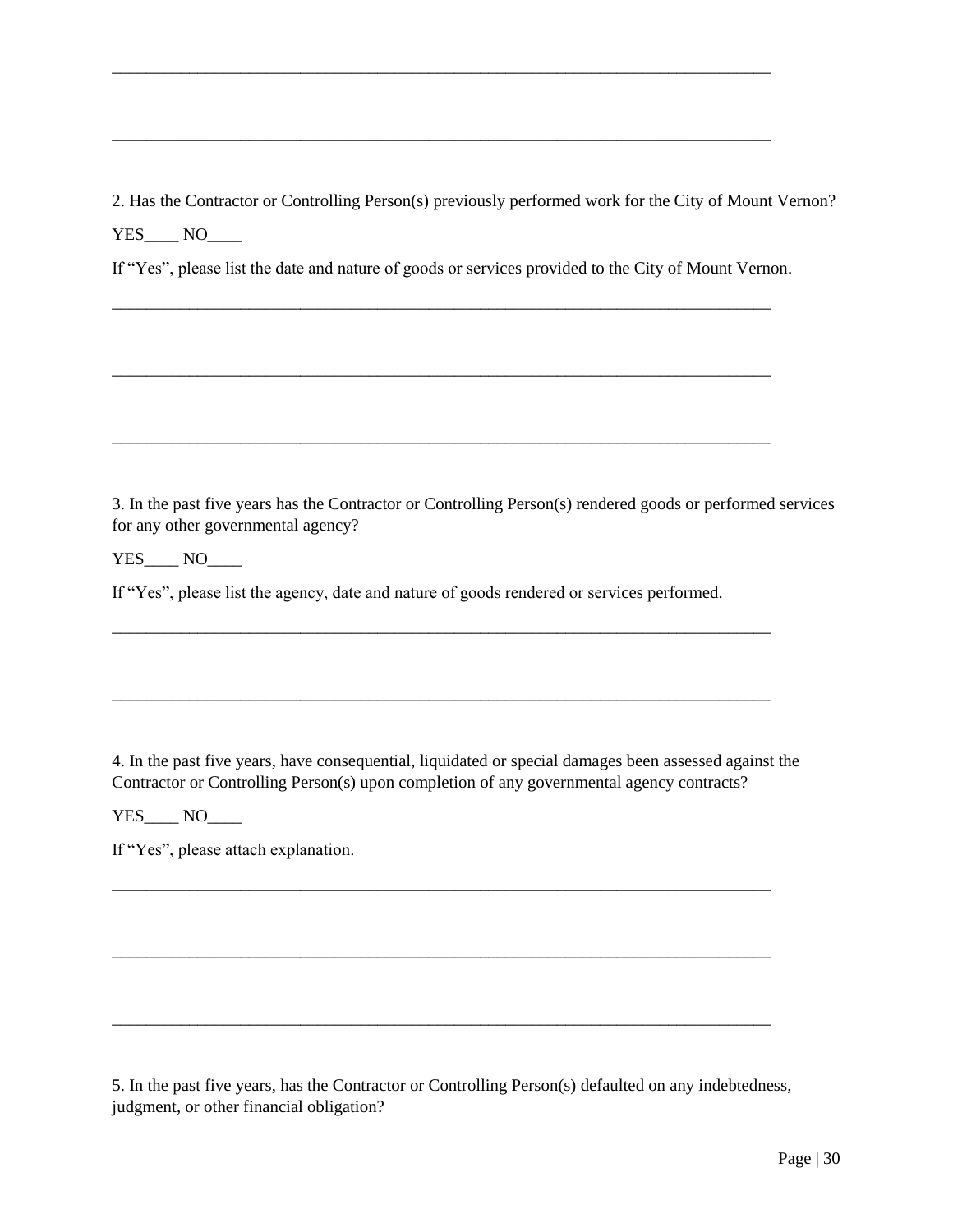\_\_\_\_\_\_\_\_\_\_\_\_\_\_\_\_\_\_\_\_\_\_\_\_\_\_\_\_\_\_\_\_\_\_\_\_\_\_\_\_\_\_\_\_\_\_\_\_\_\_\_\_\_\_\_\_\_\_\_\_\_\_\_\_\_\_\_\_\_\_\_\_\_\_\_\_

\_\_\_\_\_\_\_\_\_\_\_\_\_\_\_\_\_\_\_\_\_\_\_\_\_\_\_\_\_\_\_\_\_\_\_\_\_\_\_\_\_\_\_\_\_\_\_\_\_\_\_\_\_\_\_\_\_\_\_\_\_\_\_\_\_\_\_\_\_\_\_\_\_\_\_\_

2. Has the Contractor or Controlling Person(s) previously performed work for the City of Mount Vernon?

YES\_\_\_\_ NO\_\_\_\_

If "Yes", please list the date and nature of goods or services provided to the City of Mount Vernon.

\_\_\_\_\_\_\_\_\_\_\_\_\_\_\_\_\_\_\_\_\_\_\_\_\_\_\_\_\_\_\_\_\_\_\_\_\_\_\_\_\_\_\_\_\_\_\_\_\_\_\_\_\_\_\_\_\_\_\_\_\_\_\_\_\_\_\_\_\_\_\_\_\_\_\_\_

\_\_\_\_\_\_\_\_\_\_\_\_\_\_\_\_\_\_\_\_\_\_\_\_\_\_\_\_\_\_\_\_\_\_\_\_\_\_\_\_\_\_\_\_\_\_\_\_\_\_\_\_\_\_\_\_\_\_\_\_\_\_\_\_\_\_\_\_\_\_\_\_\_\_\_\_

\_\_\_\_\_\_\_\_\_\_\_\_\_\_\_\_\_\_\_\_\_\_\_\_\_\_\_\_\_\_\_\_\_\_\_\_\_\_\_\_\_\_\_\_\_\_\_\_\_\_\_\_\_\_\_\_\_\_\_\_\_\_\_\_\_\_\_\_\_\_\_\_\_\_\_\_

3. In the past five years has the Contractor or Controlling Person(s) rendered goods or performed services for any other governmental agency?

YES\_\_\_\_ NO\_\_\_\_

If "Yes", please list the agency, date and nature of goods rendered or services performed.

\_\_\_\_\_\_\_\_\_\_\_\_\_\_\_\_\_\_\_\_\_\_\_\_\_\_\_\_\_\_\_\_\_\_\_\_\_\_\_\_\_\_\_\_\_\_\_\_\_\_\_\_\_\_\_\_\_\_\_\_\_\_\_\_\_\_\_\_\_\_\_\_\_\_\_\_

\_\_\_\_\_\_\_\_\_\_\_\_\_\_\_\_\_\_\_\_\_\_\_\_\_\_\_\_\_\_\_\_\_\_\_\_\_\_\_\_\_\_\_\_\_\_\_\_\_\_\_\_\_\_\_\_\_\_\_\_\_\_\_\_\_\_\_\_\_\_\_\_\_\_\_\_

4. In the past five years, have consequential, liquidated or special damages been assessed against the Contractor or Controlling Person(s) upon completion of any governmental agency contracts?

YES\_\_\_\_ NO\_\_\_\_

If "Yes", please attach explanation.

\_\_\_\_\_\_\_\_\_\_\_\_\_\_\_\_\_\_\_\_\_\_\_\_\_\_\_\_\_\_\_\_\_\_\_\_\_\_\_\_\_\_\_\_\_\_\_\_\_\_\_\_\_\_\_\_\_\_\_\_\_\_\_\_\_\_\_\_\_\_\_\_\_\_\_\_

\_\_\_\_\_\_\_\_\_\_\_\_\_\_\_\_\_\_\_\_\_\_\_\_\_\_\_\_\_\_\_\_\_\_\_\_\_\_\_\_\_\_\_\_\_\_\_\_\_\_\_\_\_\_\_\_\_\_\_\_\_\_\_\_\_\_\_\_\_\_\_\_\_\_\_\_

\_\_\_\_\_\_\_\_\_\_\_\_\_\_\_\_\_\_\_\_\_\_\_\_\_\_\_\_\_\_\_\_\_\_\_\_\_\_\_\_\_\_\_\_\_\_\_\_\_\_\_\_\_\_\_\_\_\_\_\_\_\_\_\_\_\_\_\_\_\_\_\_\_\_\_\_

5. In the past five years, has the Contractor or Controlling Person(s) defaulted on any indebtedness, judgment, or other financial obligation?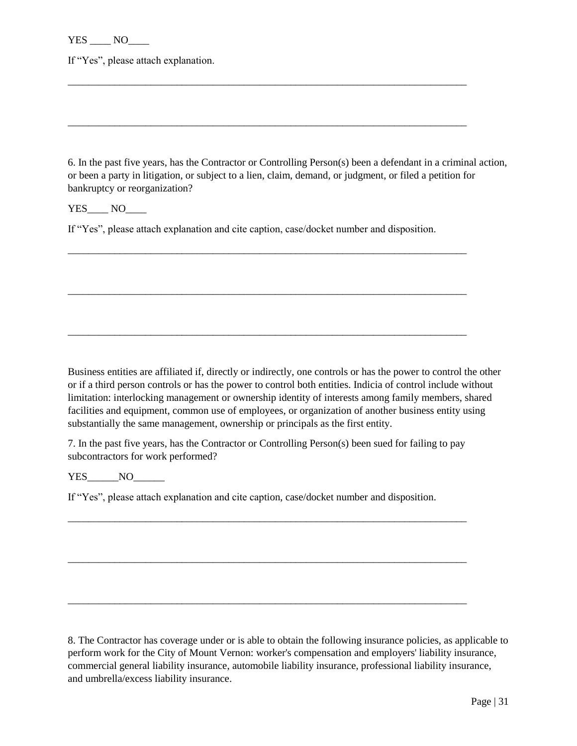YES ____ NO____

If "Yes", please attach explanation.

________________________________________________________________________________

________________________________________________________________________________

6. In the past five years, has the Contractor or Controlling Person(s) been a defendant in a criminal action, or been a party in litigation, or subject to a lien, claim, demand, or judgment, or filed a petition for bankruptcy or reorganization?

YES____ NO____

If "Yes", please attach explanation and cite caption, case/docket number and disposition.

________________________________________________________________________________

________________________________________________________________________________

________________________________________________________________________________

Business entities are affiliated if, directly or indirectly, one controls or has the power to control the other or if a third person controls or has the power to control both entities. Indicia of control include without limitation: interlocking management or ownership identity of interests among family members, shared facilities and equipment, common use of employees, or organization of another business entity using substantially the same management, ownership or principals as the first entity.

7. In the past five years, has the Contractor or Controlling Person(s) been sued for failing to pay subcontractors for work performed?

YES______NO______

If "Yes", please attach explanation and cite caption, case/docket number and disposition.

________________________________________________________________________________

________________________________________________________________________________

________________________________________________________________________________

8. The Contractor has coverage under or is able to obtain the following insurance policies, as applicable to perform work for the City of Mount Vernon: worker's compensation and employers' liability insurance, commercial general liability insurance, automobile liability insurance, professional liability insurance, and umbrella/excess liability insurance.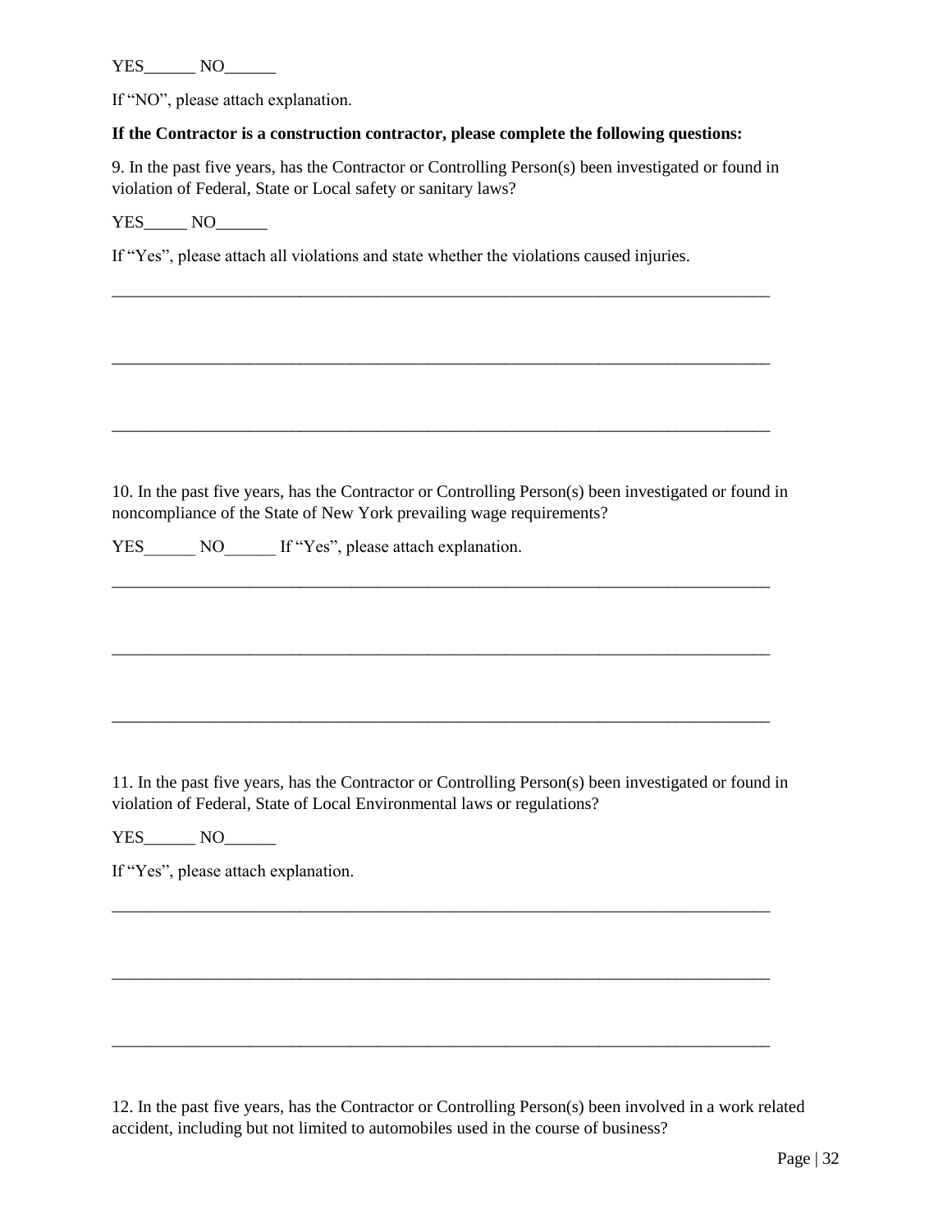YES______ NO______

If "NO", please attach explanation.

**If the Contractor is a construction contractor, please complete the following questions:**

9. In the past five years, has the Contractor or Controlling Person(s) been investigated or found in violation of Federal, State or Local safety or sanitary laws?

YES_____ NO______

If "Yes", please attach all violations and state whether the violations caused injuries.

______________________________________________________________________________

______________________________________________________________________________

______________________________________________________________________________

10. In the past five years, has the Contractor or Controlling Person(s) been investigated or found in noncompliance of the State of New York prevailing wage requirements?

YES______ NO______ If "Yes", please attach explanation.

______________________________________________________________________________

______________________________________________________________________________

______________________________________________________________________________

11. In the past five years, has the Contractor or Controlling Person(s) been investigated or found in violation of Federal, State of Local Environmental laws or regulations?

YES______ NO______

If "Yes", please attach explanation.

______________________________________________________________________________

______________________________________________________________________________

______________________________________________________________________________

12. In the past five years, has the Contractor or Controlling Person(s) been involved in a work related accident, including but not limited to automobiles used in the course of business?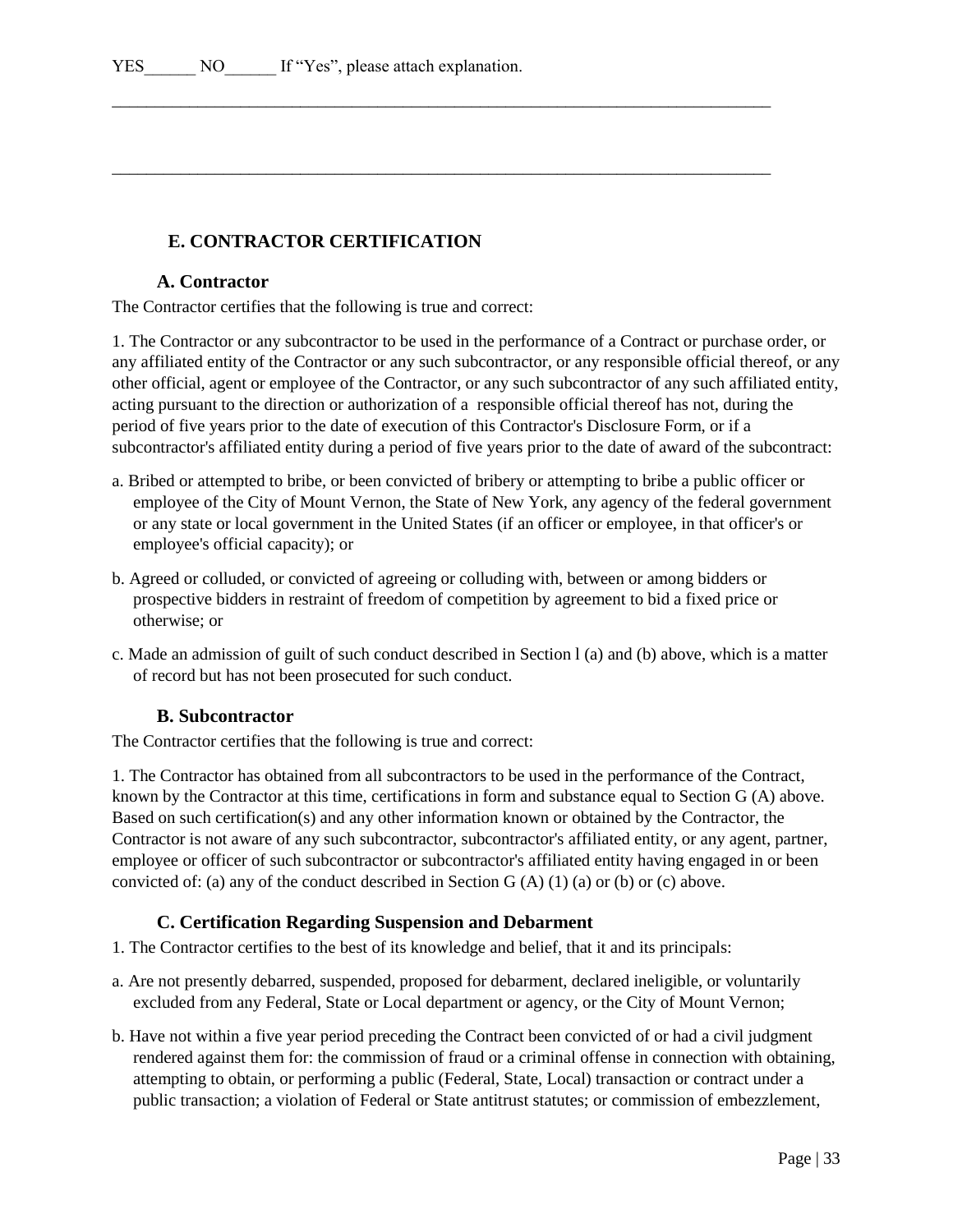YES______ NO______ If "Yes", please attach explanation.

_______________________________________________________________________________

_______________________________________________________________________________

## E. CONTRACTOR CERTIFICATION

### A. Contractor

The Contractor certifies that the following is true and correct:

1. The Contractor or any subcontractor to be used in the performance of a Contract or purchase order, or any affiliated entity of the Contractor or any such subcontractor, or any responsible official thereof, or any other official, agent or employee of the Contractor, or any such subcontractor of any such affiliated entity, acting pursuant to the direction or authorization of a responsible official thereof has not, during the period of five years prior to the date of execution of this Contractor's Disclosure Form, or if a subcontractor's affiliated entity during a period of five years prior to the date of award of the subcontract:

a. Bribed or attempted to bribe, or been convicted of bribery or attempting to bribe a public officer or employee of the City of Mount Vernon, the State of New York, any agency of the federal government or any state or local government in the United States (if an officer or employee, in that officer's or employee's official capacity); or

b. Agreed or colluded, or convicted of agreeing or colluding with, between or among bidders or prospective bidders in restraint of freedom of competition by agreement to bid a fixed price or otherwise; or

c. Made an admission of guilt of such conduct described in Section l (a) and (b) above, which is a matter of record but has not been prosecuted for such conduct.

### B. Subcontractor

The Contractor certifies that the following is true and correct:

1. The Contractor has obtained from all subcontractors to be used in the performance of the Contract, known by the Contractor at this time, certifications in form and substance equal to Section G (A) above. Based on such certification(s) and any other information known or obtained by the Contractor, the Contractor is not aware of any such subcontractor, subcontractor's affiliated entity, or any agent, partner, employee or officer of such subcontractor or subcontractor's affiliated entity having engaged in or been convicted of: (a) any of the conduct described in Section G (A) (1) (a) or (b) or (c) above.

### C. Certification Regarding Suspension and Debarment

1. The Contractor certifies to the best of its knowledge and belief, that it and its principals:

a. Are not presently debarred, suspended, proposed for debarment, declared ineligible, or voluntarily excluded from any Federal, State or Local department or agency, or the City of Mount Vernon;

b. Have not within a five year period preceding the Contract been convicted of or had a civil judgment rendered against them for: the commission of fraud or a criminal offense in connection with obtaining, attempting to obtain, or performing a public (Federal, State, Local) transaction or contract under a public transaction; a violation of Federal or State antitrust statutes; or commission of embezzlement,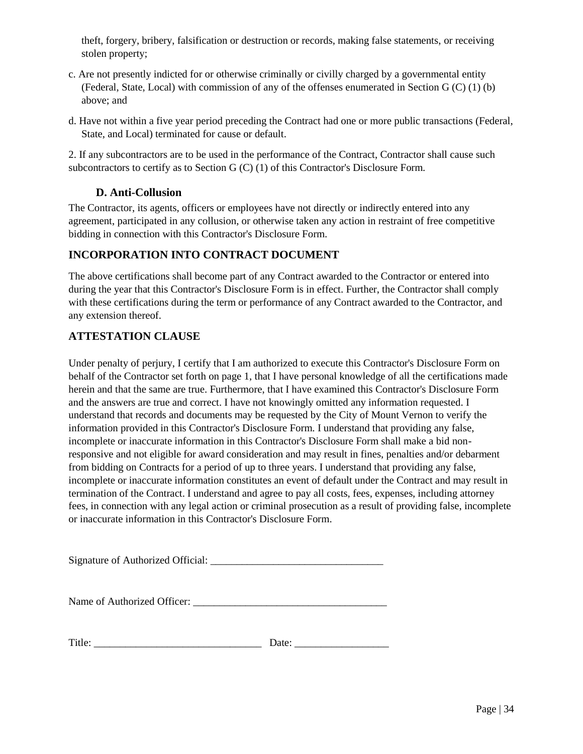theft, forgery, bribery, falsification or destruction or records, making false statements, or receiving stolen property;

c. Are not presently indicted for or otherwise criminally or civilly charged by a governmental entity (Federal, State, Local) with commission of any of the offenses enumerated in Section G (C) (1) (b) above; and

d. Have not within a five year period preceding the Contract had one or more public transactions (Federal, State, and Local) terminated for cause or default.

2. If any subcontractors are to be used in the performance of the Contract, Contractor shall cause such subcontractors to certify as to Section G (C) (1) of this Contractor's Disclosure Form.

### D. Anti-Collusion

The Contractor, its agents, officers or employees have not directly or indirectly entered into any agreement, participated in any collusion, or otherwise taken any action in restraint of free competitive bidding in connection with this Contractor's Disclosure Form.

## INCORPORATION INTO CONTRACT DOCUMENT

The above certifications shall become part of any Contract awarded to the Contractor or entered into during the year that this Contractor's Disclosure Form is in effect. Further, the Contractor shall comply with these certifications during the term or performance of any Contract awarded to the Contractor, and any extension thereof.

## ATTESTATION CLAUSE

Under penalty of perjury, I certify that I am authorized to execute this Contractor's Disclosure Form on behalf of the Contractor set forth on page 1, that I have personal knowledge of all the certifications made herein and that the same are true. Furthermore, that I have examined this Contractor's Disclosure Form and the answers are true and correct. I have not knowingly omitted any information requested. I understand that records and documents may be requested by the City of Mount Vernon to verify the information provided in this Contractor's Disclosure Form. I understand that providing any false, incomplete or inaccurate information in this Contractor's Disclosure Form shall make a bid non-responsive and not eligible for award consideration and may result in fines, penalties and/or debarment from bidding on Contracts for a period of up to three years. I understand that providing any false, incomplete or inaccurate information constitutes an event of default under the Contract and may result in termination of the Contract. I understand and agree to pay all costs, fees, expenses, including attorney fees, in connection with any legal action or criminal prosecution as a result of providing false, incomplete or inaccurate information in this Contractor's Disclosure Form.

Signature of Authorized Official: _________________________________

Name of Authorized Officer: _____________________________________

Title: ________________________________ Date: __________________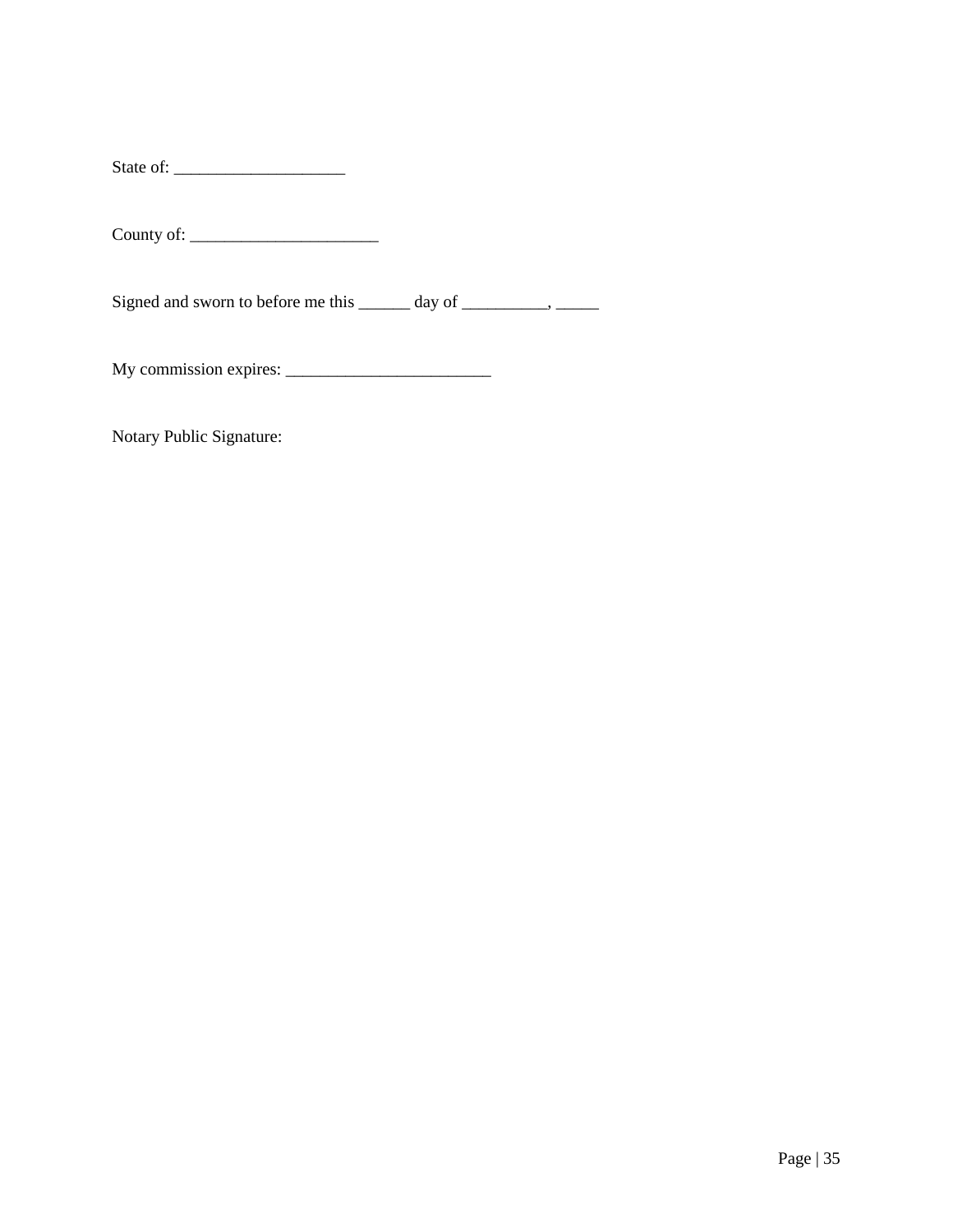State of: ____________________

County of: ______________________

Signed and sworn to before me this ______ day of __________, _____

My commission expires: ________________________

Notary Public Signature: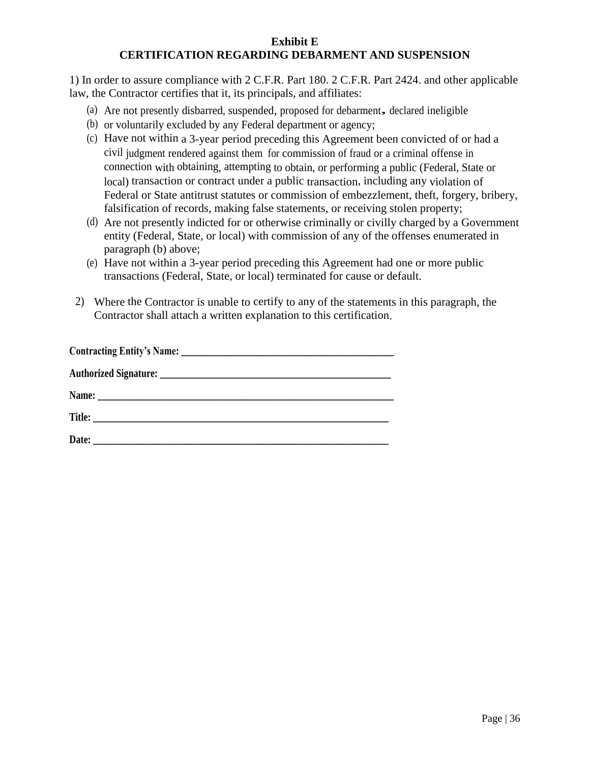**Exhibit E**

**CERTIFICATION REGARDING DEBARMENT AND SUSPENSION**

1) In order to assure compliance with 2 C.F.R. Part 180. 2 C.F.R. Part 2424. and other applicable law, the Contractor certifies that it, its principals, and affiliates:

(a) Are not presently disbarred, suspended, proposed for debarment, declared ineligible

(b) or voluntarily excluded by any Federal department or agency;

(c) Have not within a 3-year period preceding this Agreement been convicted of or had a civil judgment rendered against them for commission of fraud or a criminal offense in connection with obtaining, attempting to obtain, or performing a public (Federal, State or local) transaction or contract under a public transaction, including any violation of Federal or State antitrust statutes or commission of embezzlement, theft, forgery, bribery, falsification of records, making false statements, or receiving stolen property;

(d) Are not presently indicted for or otherwise criminally or civilly charged by a Government entity (Federal, State, or local) with commission of any of the offenses enumerated in paragraph (b) above;

(e) Have not within a 3-year period preceding this Agreement had one or more public transactions (Federal, State, or local) terminated for cause or default.

2) Where the Contractor is unable to certify to any of the statements in this paragraph, the Contractor shall attach a written explanation to this certification.

**Contracting Entity's Name:** ___________________________________________

**Authorized Signature:** ______________________________________________

**Name:** _____________________________________________________________

**Title:** _____________________________________________________________

**Date:** _____________________________________________________________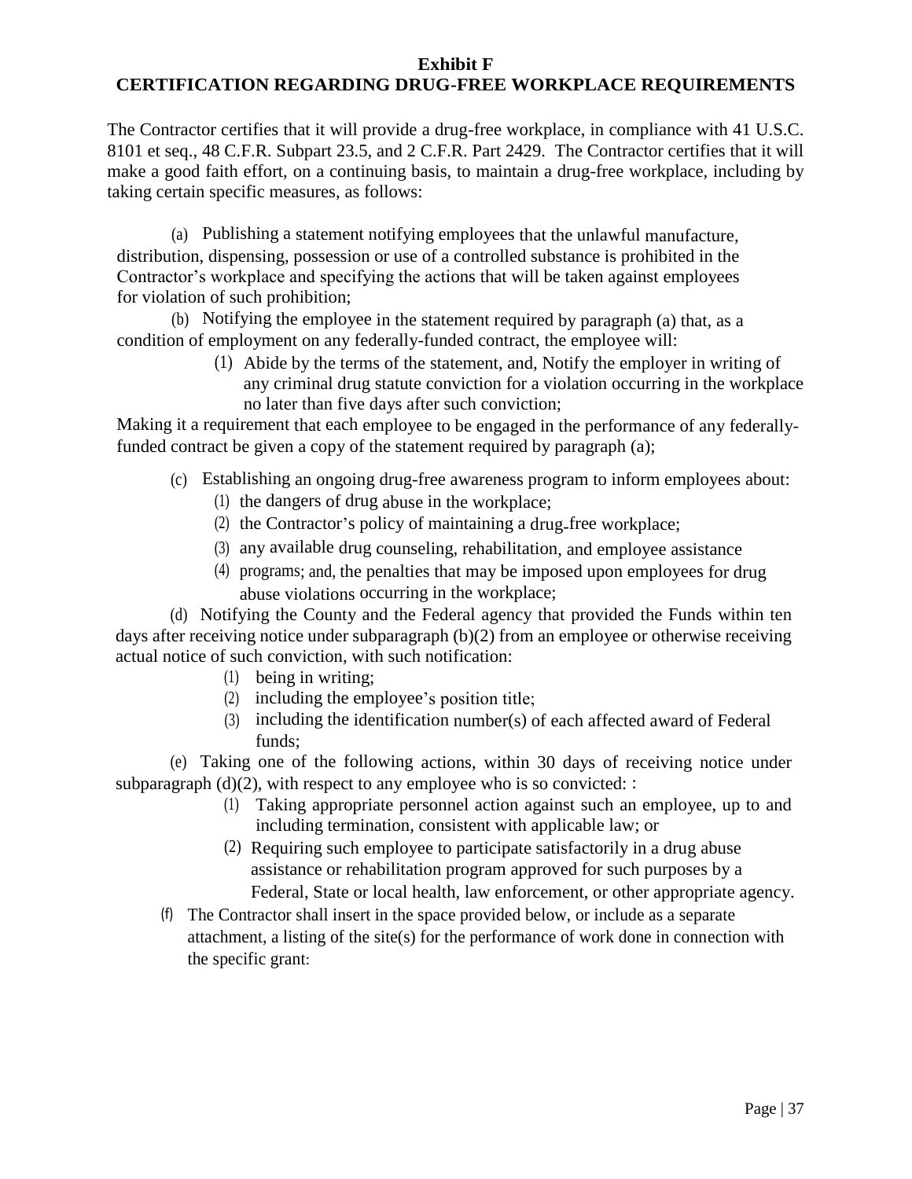**Exhibit F**

**CERTIFICATION REGARDING DRUG-FREE WORKPLACE REQUIREMENTS**

The Contractor certifies that it will provide a drug-free workplace, in compliance with 41 U.S.C. 8101 et seq., 48 C.F.R. Subpart 23.5, and 2 C.F.R. Part 2429. The Contractor certifies that it will make a good faith effort, on a continuing basis, to maintain a drug-free workplace, including by taking certain specific measures, as follows:

(a) Publishing a statement notifying employees that the unlawful manufacture, distribution, dispensing, possession or use of a controlled substance is prohibited in the Contractor's workplace and specifying the actions that will be taken against employees for violation of such prohibition;

(b) Notifying the employee in the statement required by paragraph (a) that, as a condition of employment on any federally-funded contract, the employee will:

(1) Abide by the terms of the statement, and, Notify the employer in writing of any criminal drug statute conviction for a violation occurring in the workplace no later than five days after such conviction;

Making it a requirement that each employee to be engaged in the performance of any federally-funded contract be given a copy of the statement required by paragraph (a);

(c) Establishing an ongoing drug-free awareness program to inform employees about:

(1) the dangers of drug abuse in the workplace;
(2) the Contractor's policy of maintaining a drug-free workplace;
(3) any available drug counseling, rehabilitation, and employee assistance
(4) programs; and, the penalties that may be imposed upon employees for drug abuse violations occurring in the workplace;

(d) Notifying the County and the Federal agency that provided the Funds within ten days after receiving notice under subparagraph (b)(2) from an employee or otherwise receiving actual notice of such conviction, with such notification:

(1) being in writing;
(2) including the employee's position title;
(3) including the identification number(s) of each affected award of Federal funds;

(e) Taking one of the following actions, within 30 days of receiving notice under subparagraph (d)(2), with respect to any employee who is so convicted: :

(1) Taking appropriate personnel action against such an employee, up to and including termination, consistent with applicable law; or
(2) Requiring such employee to participate satisfactorily in a drug abuse assistance or rehabilitation program approved for such purposes by a Federal, State or local health, law enforcement, or other appropriate agency.

(f) The Contractor shall insert in the space provided below, or include as a separate attachment, a listing of the site(s) for the performance of work done in connection with the specific grant: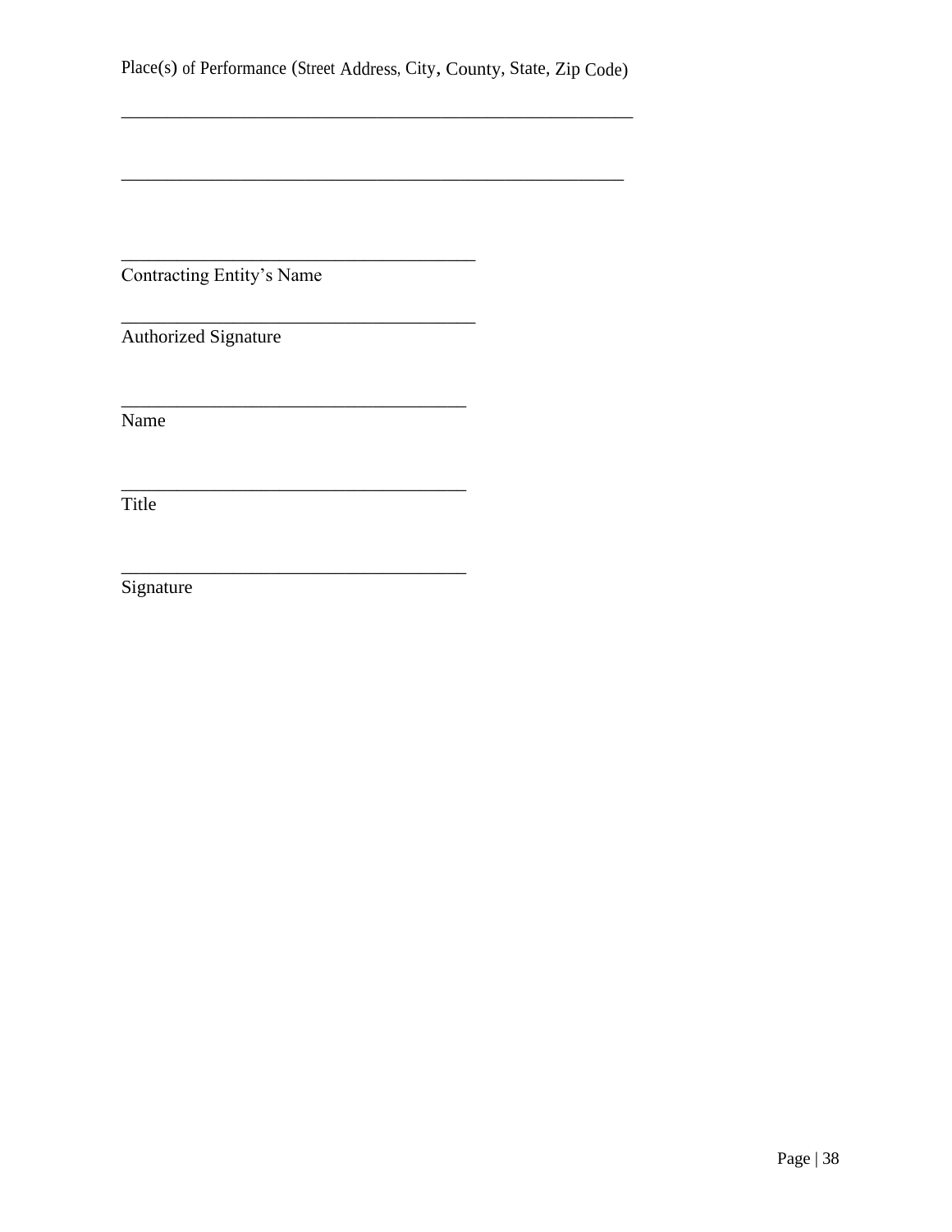Place(s) of Performance (Street Address, City, County, State, Zip Code)

_______________________________________________________

______________________________________________________

______________________________________
Contracting Entity's Name

______________________________________
Authorized Signature

_____________________________________
Name

_____________________________________
Title

_____________________________________
Signature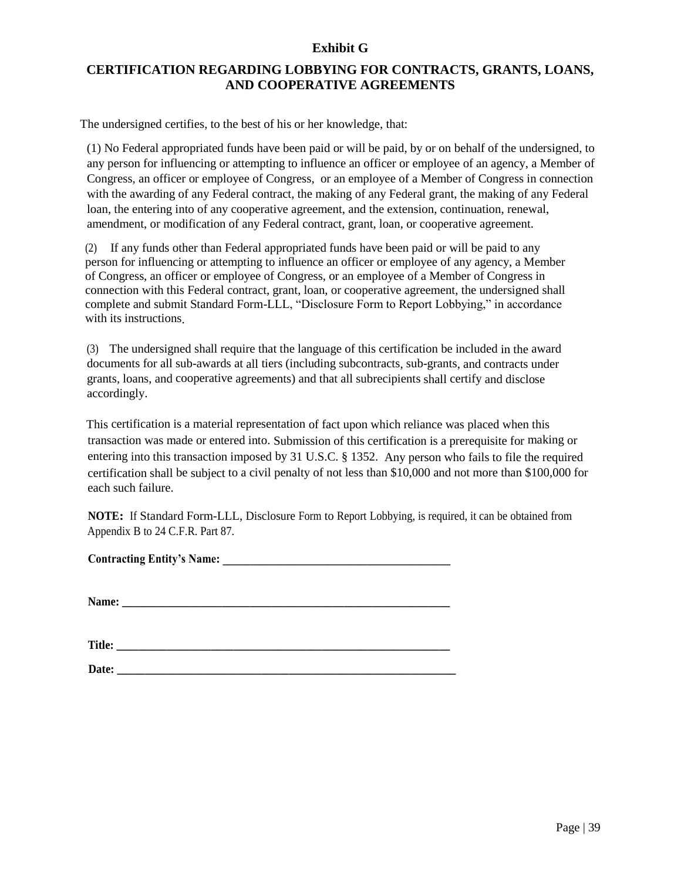**Exhibit G**

## CERTIFICATION REGARDING LOBBYING FOR CONTRACTS, GRANTS, LOANS, AND COOPERATIVE AGREEMENTS

The undersigned certifies, to the best of his or her knowledge, that:

(1) No Federal appropriated funds have been paid or will be paid, by or on behalf of the undersigned, to any person for influencing or attempting to influence an officer or employee of an agency, a Member of Congress, an officer or employee of Congress, or an employee of a Member of Congress in connection with the awarding of any Federal contract, the making of any Federal grant, the making of any Federal loan, the entering into of any cooperative agreement, and the extension, continuation, renewal, amendment, or modification of any Federal contract, grant, loan, or cooperative agreement.

(2) If any funds other than Federal appropriated funds have been paid or will be paid to any person for influencing or attempting to influence an officer or employee of any agency, a Member of Congress, an officer or employee of Congress, or an employee of a Member of Congress in connection with this Federal contract, grant, loan, or cooperative agreement, the undersigned shall complete and submit Standard Form-LLL, "Disclosure Form to Report Lobbying," in accordance with its instructions.

(3) The undersigned shall require that the language of this certification be included in the award documents for all sub-awards at all tiers (including subcontracts, sub-grants, and contracts under grants, loans, and cooperative agreements) and that all subrecipients shall certify and disclose accordingly.

This certification is a material representation of fact upon which reliance was placed when this transaction was made or entered into. Submission of this certification is a prerequisite for making or entering into this transaction imposed by 31 U.S.C. § 1352. Any person who fails to file the required certification shall be subject to a civil penalty of not less than $10,000 and not more than $100,000 for each such failure.

**NOTE:** If Standard Form-LLL, Disclosure Form to Report Lobbying, is required, it can be obtained from Appendix B to 24 C.F.R. Part 87.

**Contracting Entity's Name:** ________________________________________

**Name:** ____________________________________________________________

**Title:** ____________________________________________________________

**Date:** ____________________________________________________________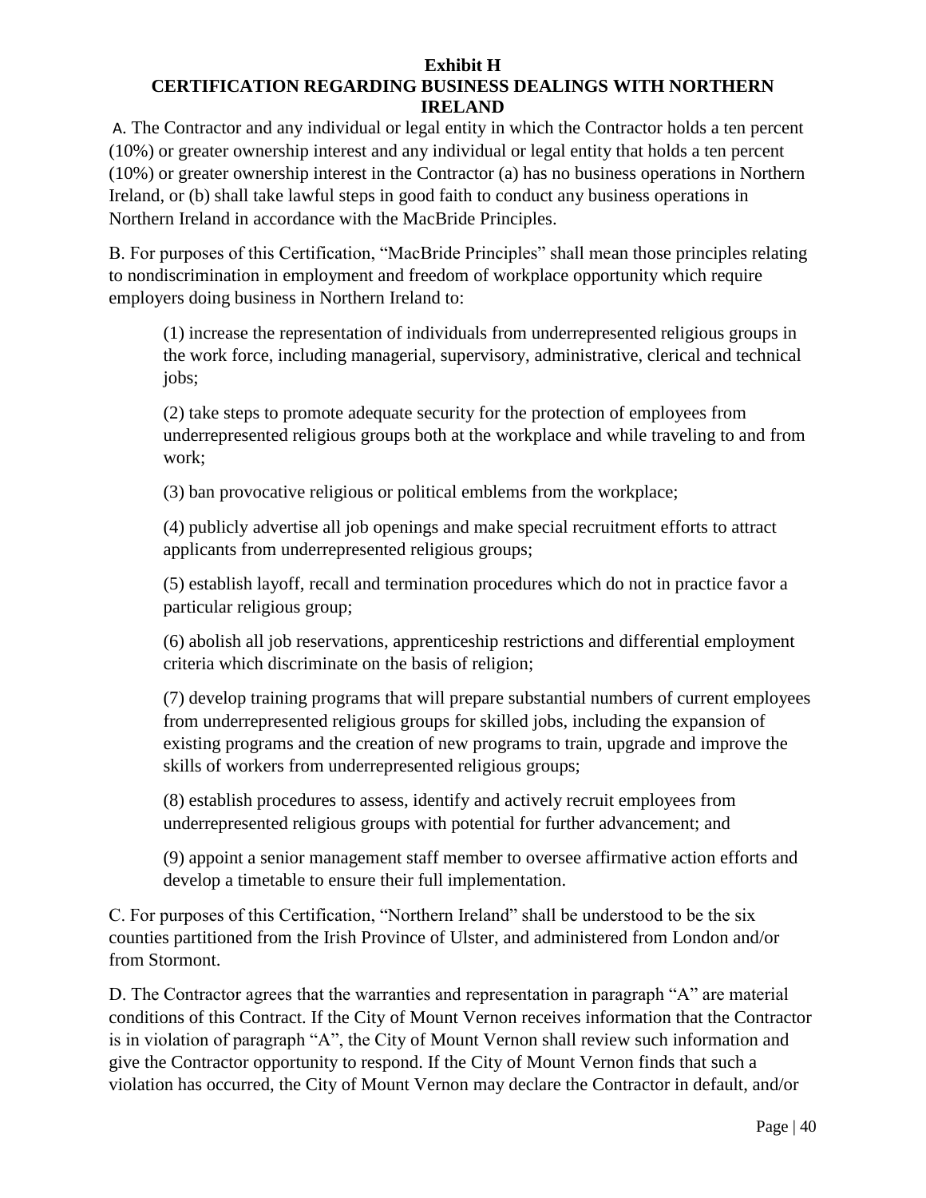**Exhibit H**

**CERTIFICATION REGARDING BUSINESS DEALINGS WITH NORTHERN IRELAND**

A. The Contractor and any individual or legal entity in which the Contractor holds a ten percent (10%) or greater ownership interest and any individual or legal entity that holds a ten percent (10%) or greater ownership interest in the Contractor (a) has no business operations in Northern Ireland, or (b) shall take lawful steps in good faith to conduct any business operations in Northern Ireland in accordance with the MacBride Principles.

B. For purposes of this Certification, "MacBride Principles" shall mean those principles relating to nondiscrimination in employment and freedom of workplace opportunity which require employers doing business in Northern Ireland to:

(1) increase the representation of individuals from underrepresented religious groups in the work force, including managerial, supervisory, administrative, clerical and technical jobs;

(2) take steps to promote adequate security for the protection of employees from underrepresented religious groups both at the workplace and while traveling to and from work;

(3) ban provocative religious or political emblems from the workplace;

(4) publicly advertise all job openings and make special recruitment efforts to attract applicants from underrepresented religious groups;

(5) establish layoff, recall and termination procedures which do not in practice favor a particular religious group;

(6) abolish all job reservations, apprenticeship restrictions and differential employment criteria which discriminate on the basis of religion;

(7) develop training programs that will prepare substantial numbers of current employees from underrepresented religious groups for skilled jobs, including the expansion of existing programs and the creation of new programs to train, upgrade and improve the skills of workers from underrepresented religious groups;

(8) establish procedures to assess, identify and actively recruit employees from underrepresented religious groups with potential for further advancement; and

(9) appoint a senior management staff member to oversee affirmative action efforts and develop a timetable to ensure their full implementation.

C. For purposes of this Certification, "Northern Ireland" shall be understood to be the six counties partitioned from the Irish Province of Ulster, and administered from London and/or from Stormont.

D. The Contractor agrees that the warranties and representation in paragraph "A" are material conditions of this Contract. If the City of Mount Vernon receives information that the Contractor is in violation of paragraph "A", the City of Mount Vernon shall review such information and give the Contractor opportunity to respond. If the City of Mount Vernon finds that such a violation has occurred, the City of Mount Vernon may declare the Contractor in default, and/or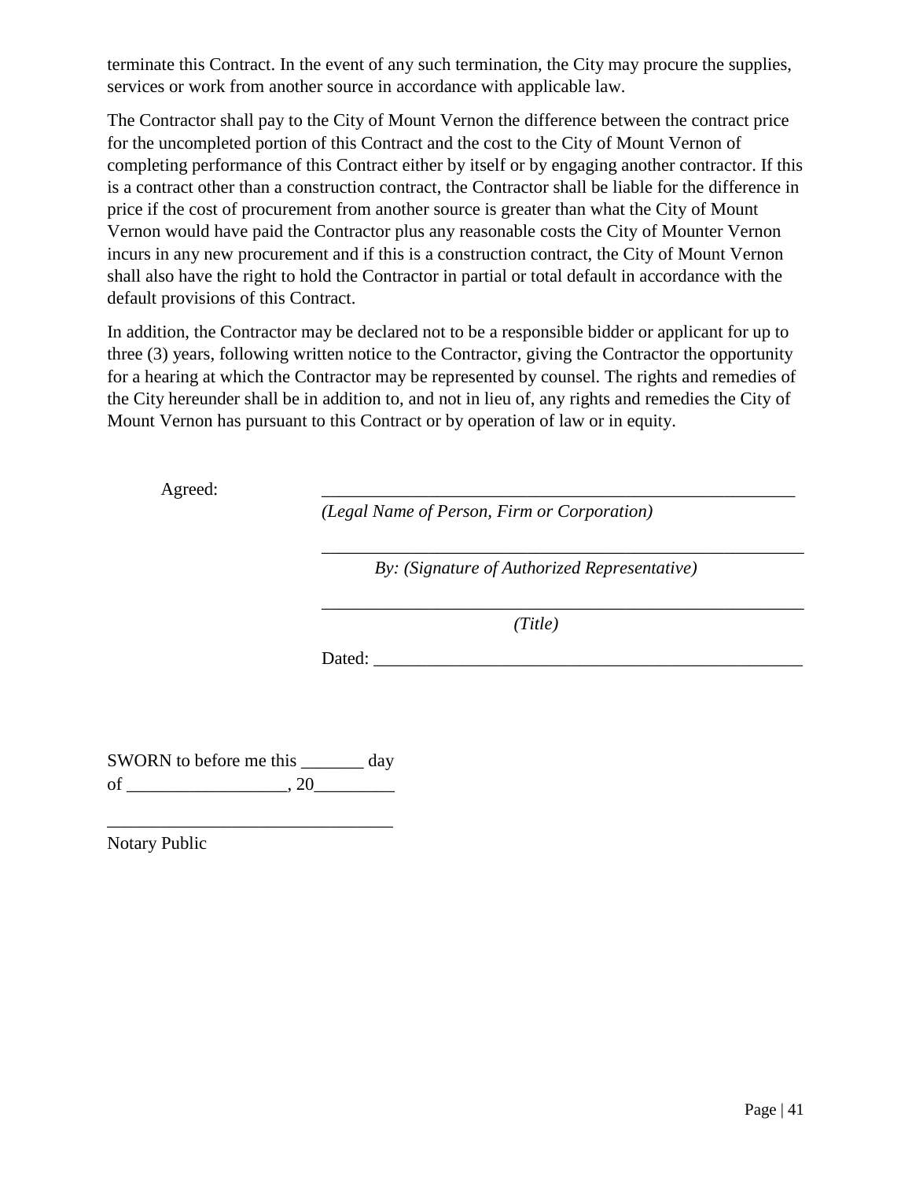terminate this Contract. In the event of any such termination, the City may procure the supplies, services or work from another source in accordance with applicable law.

The Contractor shall pay to the City of Mount Vernon the difference between the contract price for the uncompleted portion of this Contract and the cost to the City of Mount Vernon of completing performance of this Contract either by itself or by engaging another contractor. If this is a contract other than a construction contract, the Contractor shall be liable for the difference in price if the cost of procurement from another source is greater than what the City of Mount Vernon would have paid the Contractor plus any reasonable costs the City of Mounter Vernon incurs in any new procurement and if this is a construction contract, the City of Mount Vernon shall also have the right to hold the Contractor in partial or total default in accordance with the default provisions of this Contract.

In addition, the Contractor may be declared not to be a responsible bidder or applicant for up to three (3) years, following written notice to the Contractor, giving the Contractor the opportunity for a hearing at which the Contractor may be represented by counsel. The rights and remedies of the City hereunder shall be in addition to, and not in lieu of, any rights and remedies the City of Mount Vernon has pursuant to this Contract or by operation of law or in equity.

Agreed: ______________________________________________________

*(Legal Name of Person, Firm or Corporation)*

______________________________________________________

*By: (Signature of Authorized Representative)*

______________________________________________________

*(Title)*

Dated: ______________________________________________

SWORN to before me this _______ day
of __________________, 20_________

________________________________
Notary Public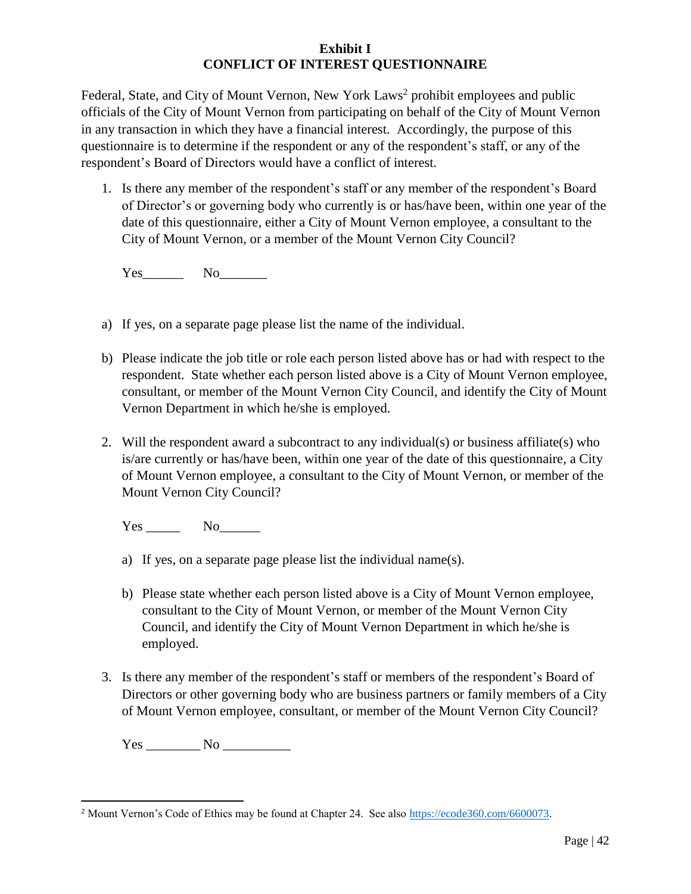**Exhibit I**
**CONFLICT OF INTEREST QUESTIONNAIRE**

Federal, State, and City of Mount Vernon, New York Laws[2] prohibit employees and public officials of the City of Mount Vernon from participating on behalf of the City of Mount Vernon in any transaction in which they have a financial interest. Accordingly, the purpose of this questionnaire is to determine if the respondent or any of the respondent's staff, or any of the respondent's Board of Directors would have a conflict of interest.

1. Is there any member of the respondent's staff or any member of the respondent's Board of Director's or governing body who currently is or has/have been, within one year of the date of this questionnaire, either a City of Mount Vernon employee, a consultant to the City of Mount Vernon, or a member of the Mount Vernon City Council?

   Yes______ No_______

a) If yes, on a separate page please list the name of the individual.

b) Please indicate the job title or role each person listed above has or had with respect to the respondent. State whether each person listed above is a City of Mount Vernon employee, consultant, or member of the Mount Vernon City Council, and identify the City of Mount Vernon Department in which he/she is employed.

2. Will the respondent award a subcontract to any individual(s) or business affiliate(s) who is/are currently or has/have been, within one year of the date of this questionnaire, a City of Mount Vernon employee, a consultant to the City of Mount Vernon, or member of the Mount Vernon City Council?

   Yes _____ No______

   a) If yes, on a separate page please list the individual name(s).

   b) Please state whether each person listed above is a City of Mount Vernon employee, consultant to the City of Mount Vernon, or member of the Mount Vernon City Council, and identify the City of Mount Vernon Department in which he/she is employed.

3. Is there any member of the respondent's staff or members of the respondent's Board of Directors or other governing body who are business partners or family members of a City of Mount Vernon employee, consultant, or member of the Mount Vernon City Council?

   Yes ________ No __________

---

[2] Mount Vernon's Code of Ethics may be found at Chapter 24. See also https://ecode360.com/6600073.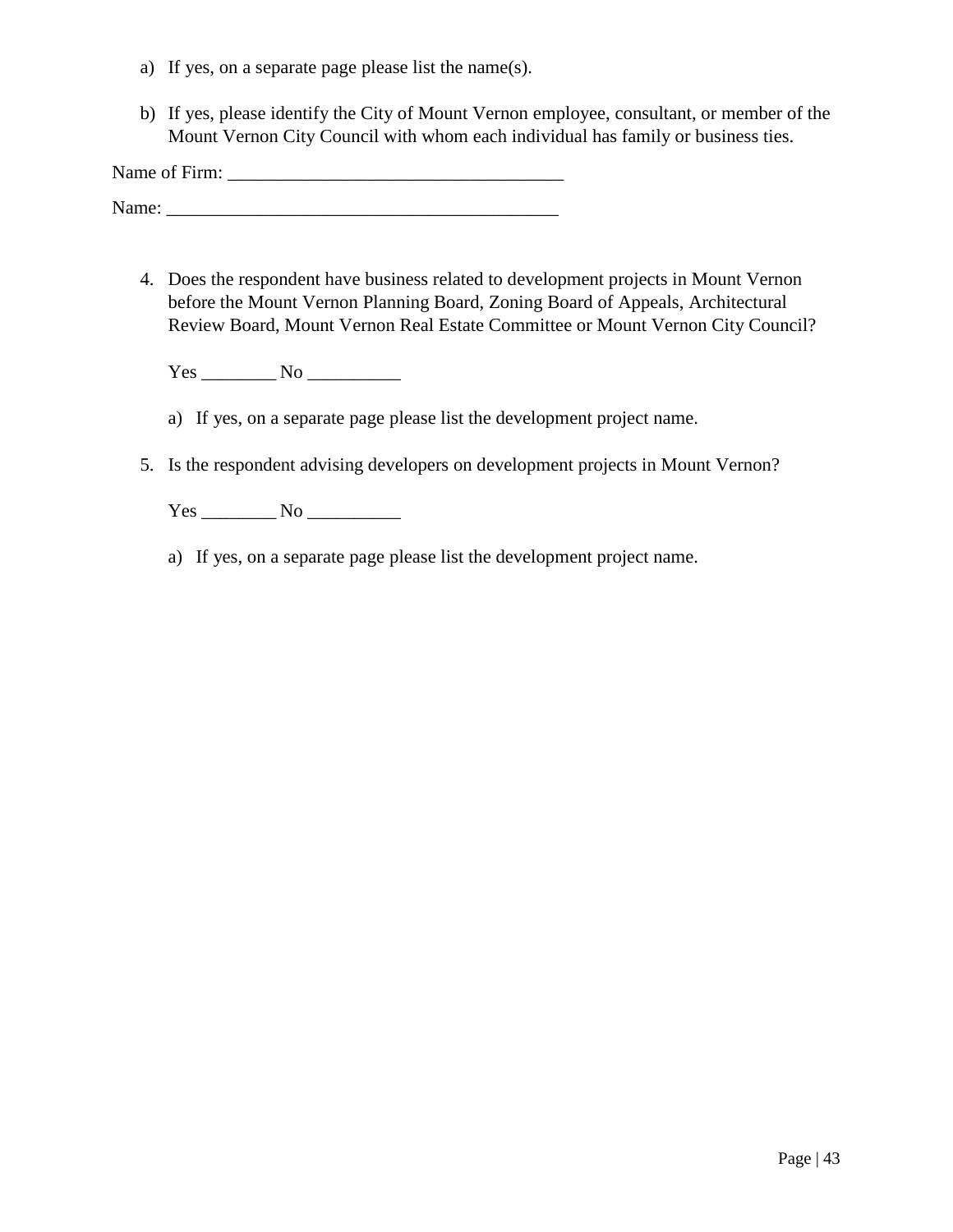a) If yes, on a separate page please list the name(s).

b) If yes, please identify the City of Mount Vernon employee, consultant, or member of the Mount Vernon City Council with whom each individual has family or business ties.

Name of Firm: ____________________________________

Name: __________________________________________

4. Does the respondent have business related to development projects in Mount Vernon before the Mount Vernon Planning Board, Zoning Board of Appeals, Architectural Review Board, Mount Vernon Real Estate Committee or Mount Vernon City Council?

   Yes ________ No __________

   a) If yes, on a separate page please list the development project name.

5. Is the respondent advising developers on development projects in Mount Vernon?

   Yes ________ No __________

   a) If yes, on a separate page please list the development project name.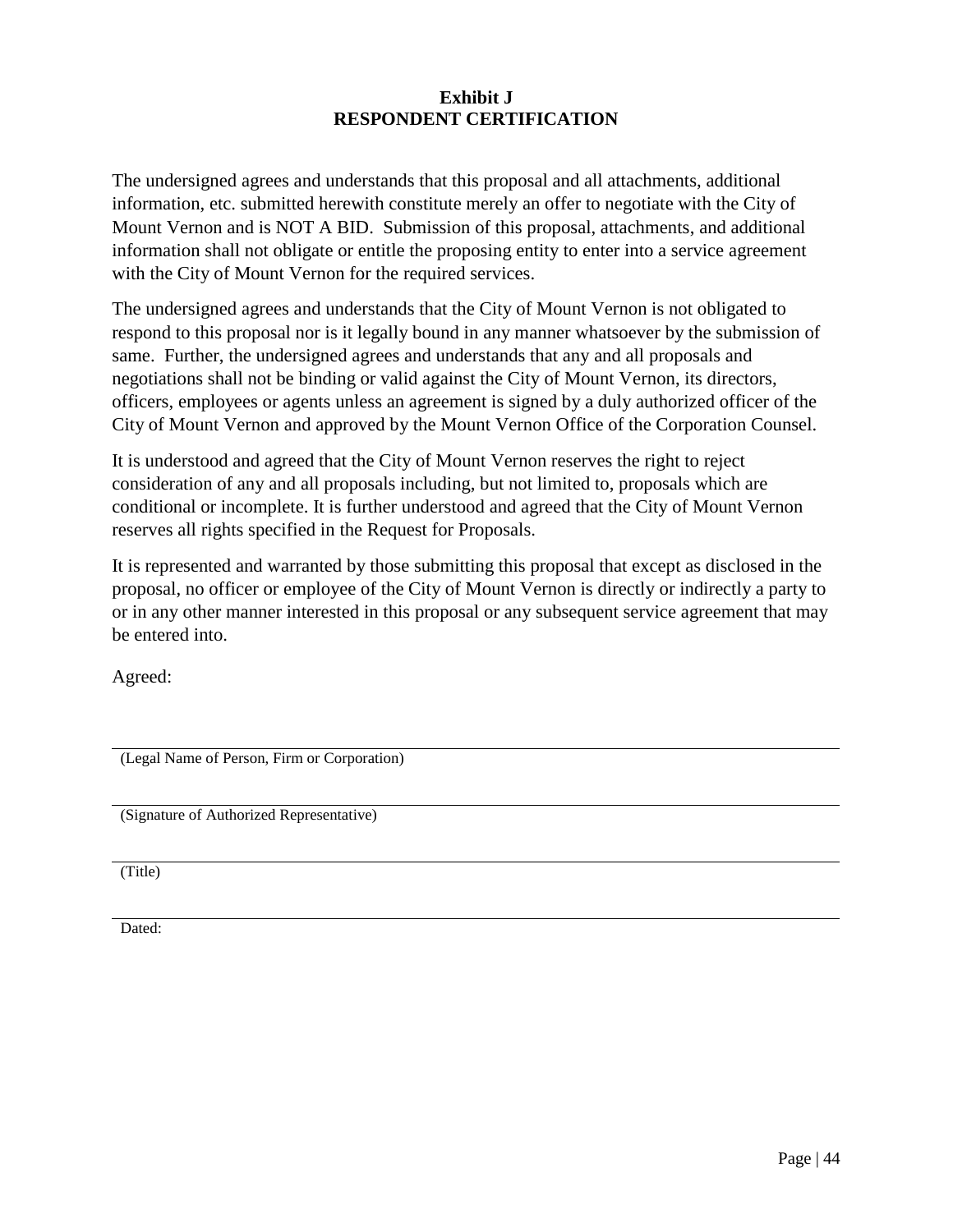**Exhibit J**
**RESPONDENT CERTIFICATION**

The undersigned agrees and understands that this proposal and all attachments, additional information, etc. submitted herewith constitute merely an offer to negotiate with the City of Mount Vernon and is NOT A BID. Submission of this proposal, attachments, and additional information shall not obligate or entitle the proposing entity to enter into a service agreement with the City of Mount Vernon for the required services.

The undersigned agrees and understands that the City of Mount Vernon is not obligated to respond to this proposal nor is it legally bound in any manner whatsoever by the submission of same. Further, the undersigned agrees and understands that any and all proposals and negotiations shall not be binding or valid against the City of Mount Vernon, its directors, officers, employees or agents unless an agreement is signed by a duly authorized officer of the City of Mount Vernon and approved by the Mount Vernon Office of the Corporation Counsel.

It is understood and agreed that the City of Mount Vernon reserves the right to reject consideration of any and all proposals including, but not limited to, proposals which are conditional or incomplete. It is further understood and agreed that the City of Mount Vernon reserves all rights specified in the Request for Proposals.

It is represented and warranted by those submitting this proposal that except as disclosed in the proposal, no officer or employee of the City of Mount Vernon is directly or indirectly a party to or in any other manner interested in this proposal or any subsequent service agreement that may be entered into.

Agreed:

\_\_\_\_\_\_\_\_\_\_\_\_\_\_\_\_\_\_\_\_\_\_\_\_\_\_\_\_\_\_\_\_\_\_\_\_\_\_\_\_
(Legal Name of Person, Firm or Corporation)

\_\_\_\_\_\_\_\_\_\_\_\_\_\_\_\_\_\_\_\_\_\_\_\_\_\_\_\_\_\_\_\_\_\_\_\_\_\_\_\_
(Signature of Authorized Representative)

\_\_\_\_\_\_\_\_\_\_\_\_\_\_\_\_\_\_\_\_\_\_\_\_\_\_\_\_\_\_\_\_\_\_\_\_\_\_\_\_
(Title)

\_\_\_\_\_\_\_\_\_\_\_\_\_\_\_\_\_\_\_\_\_\_\_\_\_\_\_\_\_\_\_\_\_\_\_\_\_\_\_\_
Dated: